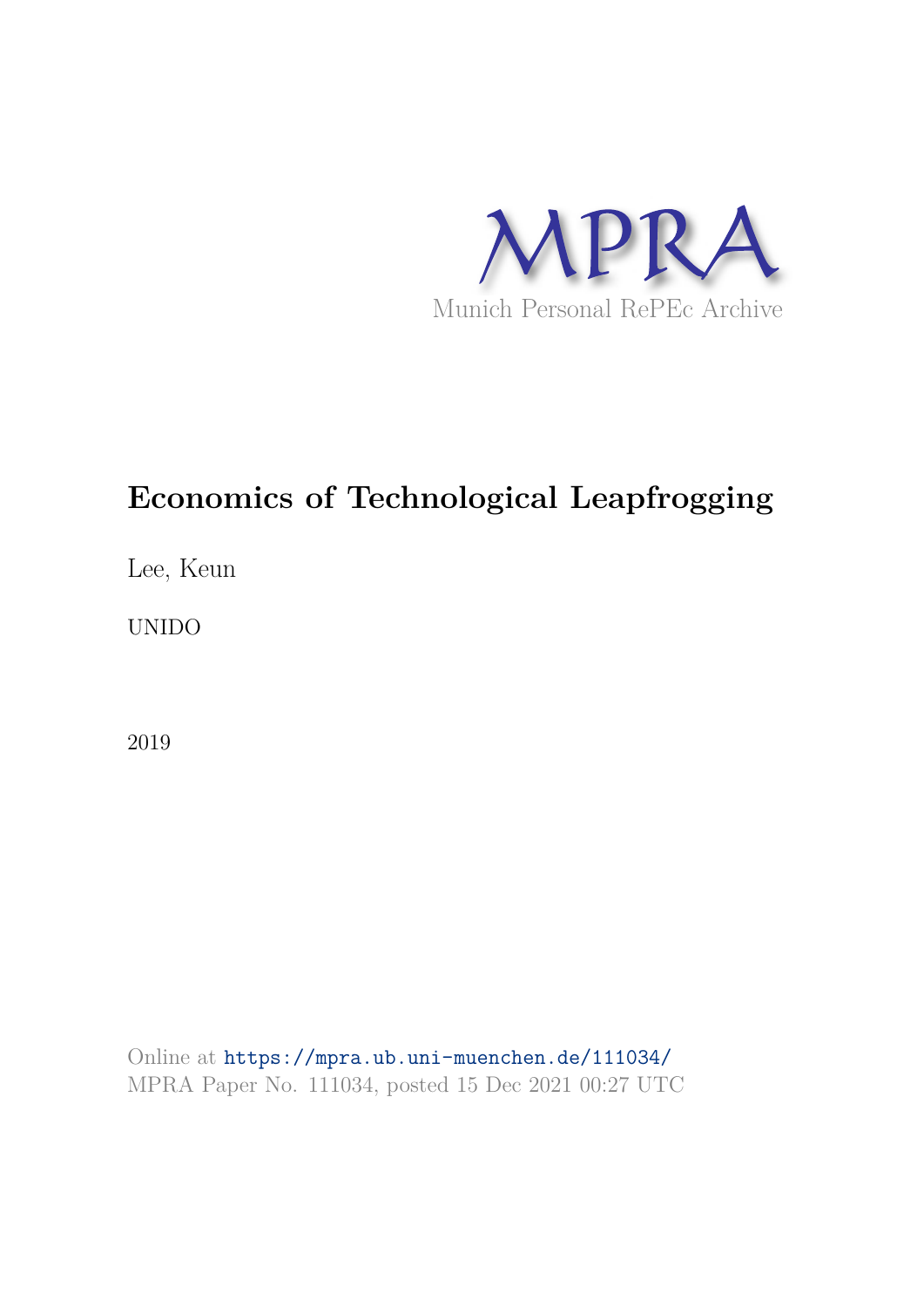MPRA

Munich Personal RePEc Archive

# Economics of Technological Leapfrogging

Lee, Keun

UNIDO

2019

Online at https://mpra.ub.uni-muenchen.de/111034/
MPRA Paper No. 111034, posted 15 Dec 2021 00:27 UTC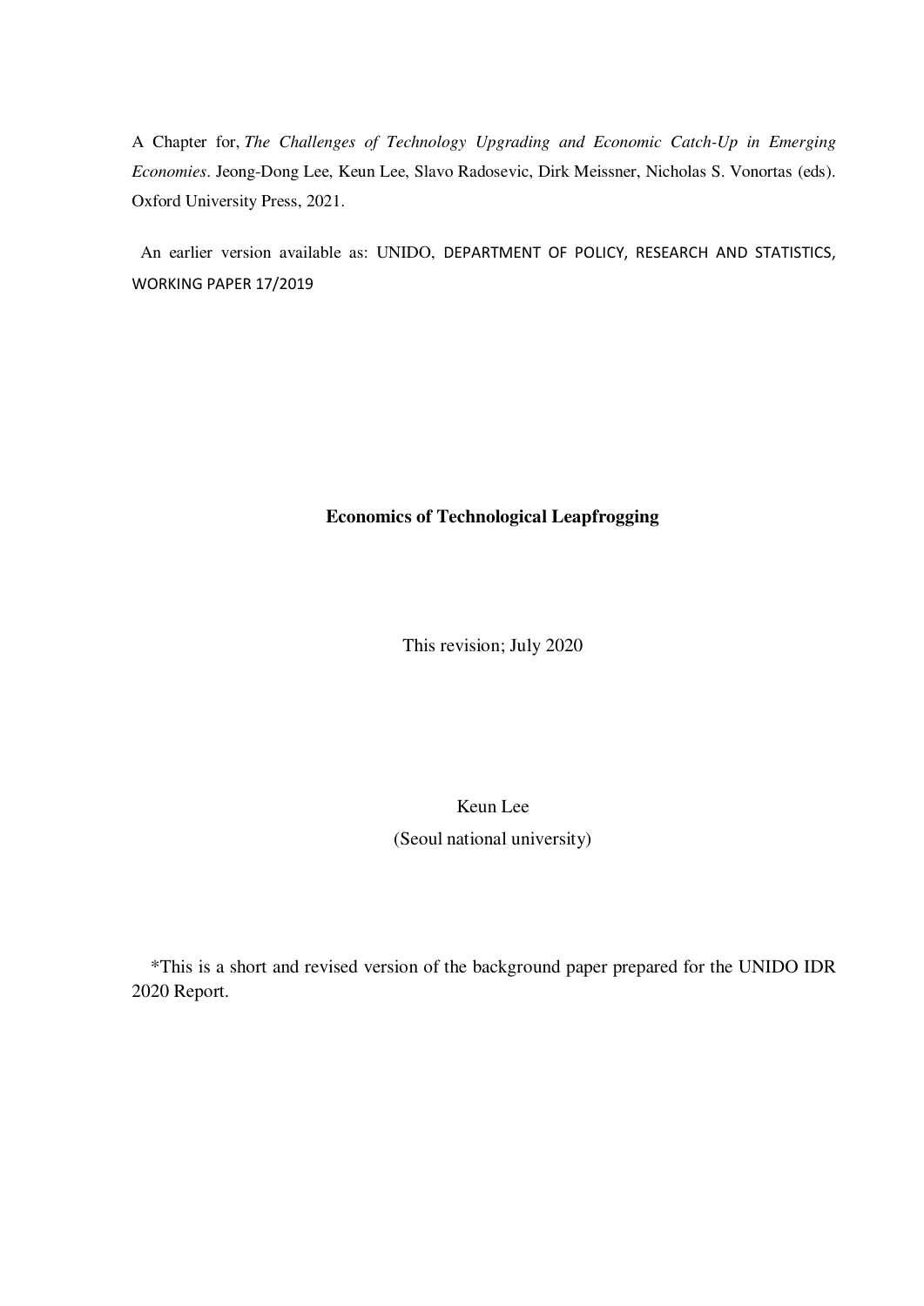A Chapter for, *The Challenges of Technology Upgrading and Economic Catch-Up in Emerging Economies*. Jeong-Dong Lee, Keun Lee, Slavo Radosevic, Dirk Meissner, Nicholas S. Vonortas (eds). Oxford University Press, 2021.

An earlier version available as: UNIDO, DEPARTMENT OF POLICY, RESEARCH AND STATISTICS, WORKING PAPER 17/2019

# Economics of Technological Leapfrogging

This revision; July 2020

Keun Lee

(Seoul national university)

*This is a short and revised version of the background paper prepared for the UNIDO IDR 2020 Report.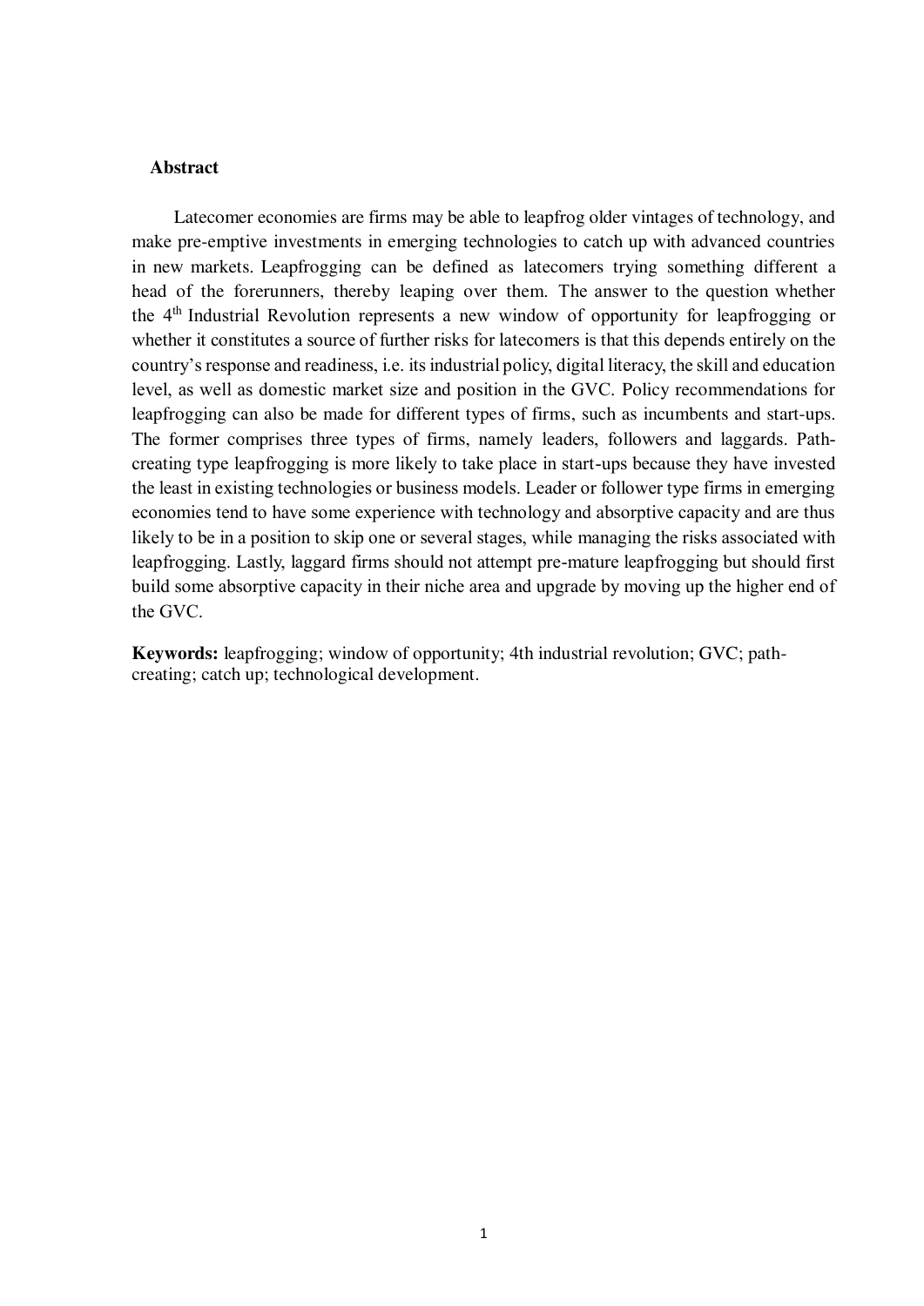## Abstract

Latecomer economies are firms may be able to leapfrog older vintages of technology, and make pre-emptive investments in emerging technologies to catch up with advanced countries in new markets. Leapfrogging can be defined as latecomers trying something different a head of the forerunners, thereby leaping over them. The answer to the question whether the 4th Industrial Revolution represents a new window of opportunity for leapfrogging or whether it constitutes a source of further risks for latecomers is that this depends entirely on the country's response and readiness, i.e. its industrial policy, digital literacy, the skill and education level, as well as domestic market size and position in the GVC. Policy recommendations for leapfrogging can also be made for different types of firms, such as incumbents and start-ups. The former comprises three types of firms, namely leaders, followers and laggards. Path-creating type leapfrogging is more likely to take place in start-ups because they have invested the least in existing technologies or business models. Leader or follower type firms in emerging economies tend to have some experience with technology and absorptive capacity and are thus likely to be in a position to skip one or several stages, while managing the risks associated with leapfrogging. Lastly, laggard firms should not attempt pre-mature leapfrogging but should first build some absorptive capacity in their niche area and upgrade by moving up the higher end of the GVC.

**Keywords:** leapfrogging; window of opportunity; 4th industrial revolution; GVC; path-creating; catch up; technological development.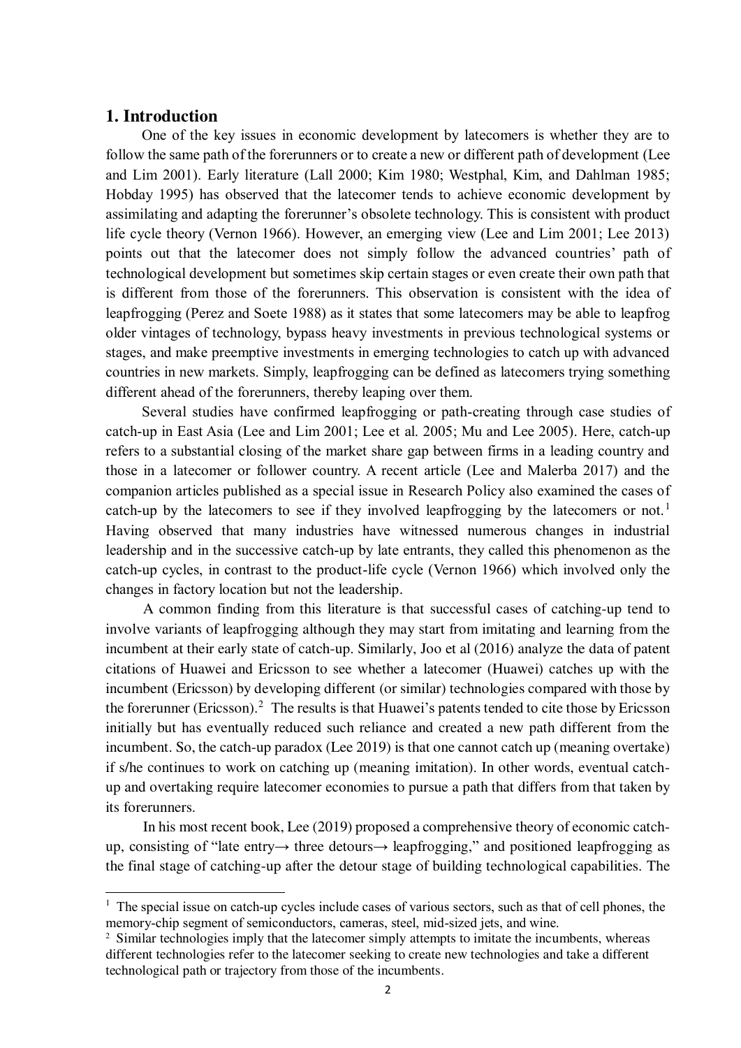## 1. Introduction

One of the key issues in economic development by latecomers is whether they are to follow the same path of the forerunners or to create a new or different path of development (Lee and Lim 2001). Early literature (Lall 2000; Kim 1980; Westphal, Kim, and Dahlman 1985; Hobday 1995) has observed that the latecomer tends to achieve economic development by assimilating and adapting the forerunner's obsolete technology. This is consistent with product life cycle theory (Vernon 1966). However, an emerging view (Lee and Lim 2001; Lee 2013) points out that the latecomer does not simply follow the advanced countries' path of technological development but sometimes skip certain stages or even create their own path that is different from those of the forerunners. This observation is consistent with the idea of leapfrogging (Perez and Soete 1988) as it states that some latecomers may be able to leapfrog older vintages of technology, bypass heavy investments in previous technological systems or stages, and make preemptive investments in emerging technologies to catch up with advanced countries in new markets. Simply, leapfrogging can be defined as latecomers trying something different ahead of the forerunners, thereby leaping over them.

Several studies have confirmed leapfrogging or path-creating through case studies of catch-up in East Asia (Lee and Lim 2001; Lee et al. 2005; Mu and Lee 2005). Here, catch-up refers to a substantial closing of the market share gap between firms in a leading country and those in a latecomer or follower country. A recent article (Lee and Malerba 2017) and the companion articles published as a special issue in Research Policy also examined the cases of catch-up by the latecomers to see if they involved leapfrogging by the latecomers or not.[1] Having observed that many industries have witnessed numerous changes in industrial leadership and in the successive catch-up by late entrants, they called this phenomenon as the catch-up cycles, in contrast to the product-life cycle (Vernon 1966) which involved only the changes in factory location but not the leadership.

A common finding from this literature is that successful cases of catching-up tend to involve variants of leapfrogging although they may start from imitating and learning from the incumbent at their early state of catch-up. Similarly, Joo et al (2016) analyze the data of patent citations of Huawei and Ericsson to see whether a latecomer (Huawei) catches up with the incumbent (Ericsson) by developing different (or similar) technologies compared with those by the forerunner (Ericsson).[2] The results is that Huawei's patents tended to cite those by Ericsson initially but has eventually reduced such reliance and created a new path different from the incumbent. So, the catch-up paradox (Lee 2019) is that one cannot catch up (meaning overtake) if s/he continues to work on catching up (meaning imitation). In other words, eventual catch-up and overtaking require latecomer economies to pursue a path that differs from that taken by its forerunners.

In his most recent book, Lee (2019) proposed a comprehensive theory of economic catch-up, consisting of "late entry→ three detours→ leapfrogging," and positioned leapfrogging as the final stage of catching-up after the detour stage of building technological capabilities. The

---

[1] The special issue on catch-up cycles include cases of various sectors, such as that of cell phones, the memory-chip segment of semiconductors, cameras, steel, mid-sized jets, and wine.

[2] Similar technologies imply that the latecomer simply attempts to imitate the incumbents, whereas different technologies refer to the latecomer seeking to create new technologies and take a different technological path or trajectory from those of the incumbents.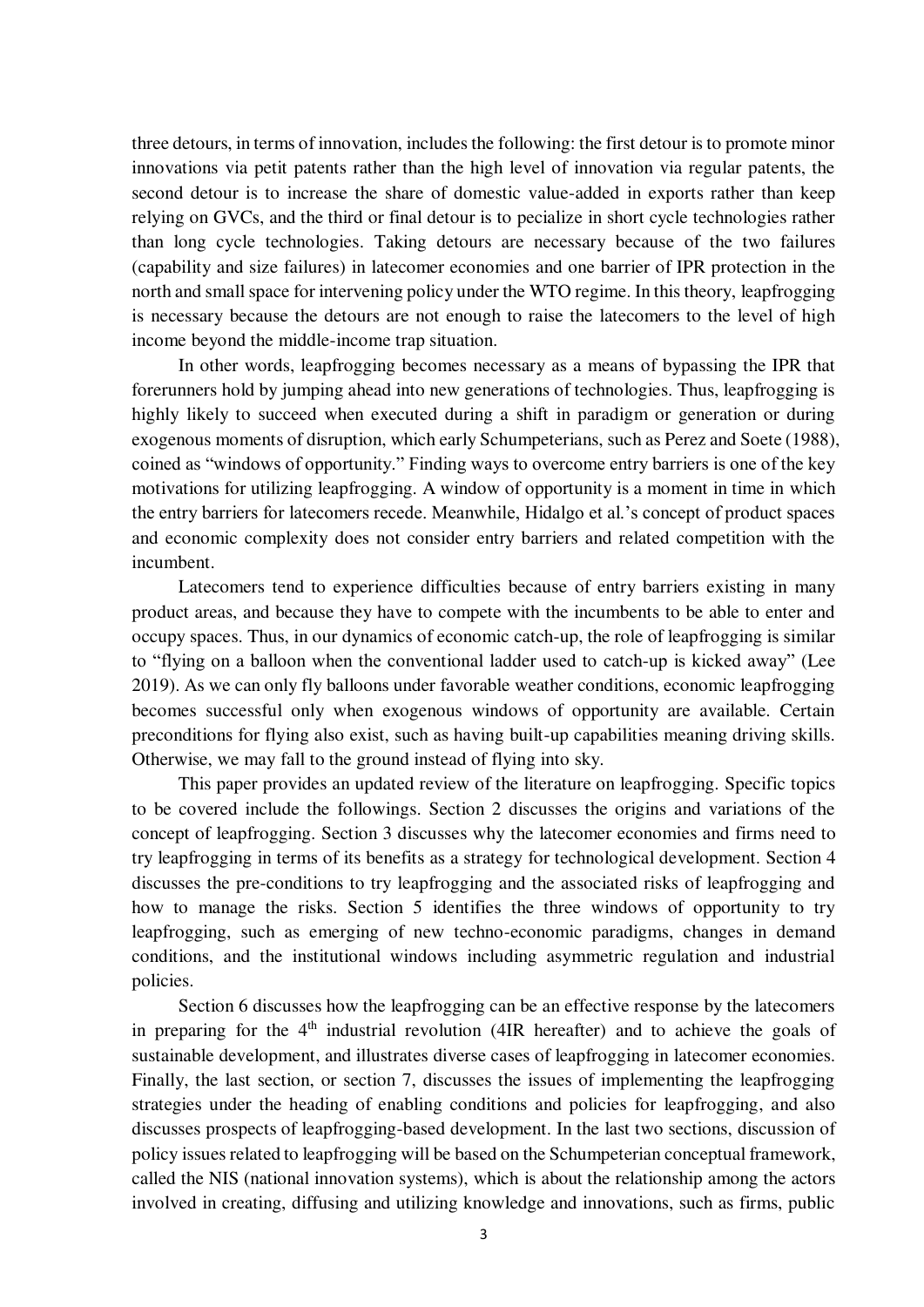three detours, in terms of innovation, includes the following: the first detour is to promote minor innovations via petit patents rather than the high level of innovation via regular patents, the second detour is to increase the share of domestic value-added in exports rather than keep relying on GVCs, and the third or final detour is to pecialize in short cycle technologies rather than long cycle technologies. Taking detours are necessary because of the two failures (capability and size failures) in latecomer economies and one barrier of IPR protection in the north and small space for intervening policy under the WTO regime. In this theory, leapfrogging is necessary because the detours are not enough to raise the latecomers to the level of high income beyond the middle-income trap situation.

In other words, leapfrogging becomes necessary as a means of bypassing the IPR that forerunners hold by jumping ahead into new generations of technologies. Thus, leapfrogging is highly likely to succeed when executed during a shift in paradigm or generation or during exogenous moments of disruption, which early Schumpeterians, such as Perez and Soete (1988), coined as "windows of opportunity." Finding ways to overcome entry barriers is one of the key motivations for utilizing leapfrogging. A window of opportunity is a moment in time in which the entry barriers for latecomers recede. Meanwhile, Hidalgo et al.'s concept of product spaces and economic complexity does not consider entry barriers and related competition with the incumbent.

Latecomers tend to experience difficulties because of entry barriers existing in many product areas, and because they have to compete with the incumbents to be able to enter and occupy spaces. Thus, in our dynamics of economic catch-up, the role of leapfrogging is similar to "flying on a balloon when the conventional ladder used to catch-up is kicked away" (Lee 2019). As we can only fly balloons under favorable weather conditions, economic leapfrogging becomes successful only when exogenous windows of opportunity are available. Certain preconditions for flying also exist, such as having built-up capabilities meaning driving skills. Otherwise, we may fall to the ground instead of flying into sky.

This paper provides an updated review of the literature on leapfrogging. Specific topics to be covered include the followings. Section 2 discusses the origins and variations of the concept of leapfrogging. Section 3 discusses why the latecomer economies and firms need to try leapfrogging in terms of its benefits as a strategy for technological development. Section 4 discusses the pre-conditions to try leapfrogging and the associated risks of leapfrogging and how to manage the risks. Section 5 identifies the three windows of opportunity to try leapfrogging, such as emerging of new techno-economic paradigms, changes in demand conditions, and the institutional windows including asymmetric regulation and industrial policies.

Section 6 discusses how the leapfrogging can be an effective response by the latecomers in preparing for the 4th industrial revolution (4IR hereafter) and to achieve the goals of sustainable development, and illustrates diverse cases of leapfrogging in latecomer economies. Finally, the last section, or section 7, discusses the issues of implementing the leapfrogging strategies under the heading of enabling conditions and policies for leapfrogging, and also discusses prospects of leapfrogging-based development. In the last two sections, discussion of policy issues related to leapfrogging will be based on the Schumpeterian conceptual framework, called the NIS (national innovation systems), which is about the relationship among the actors involved in creating, diffusing and utilizing knowledge and innovations, such as firms, public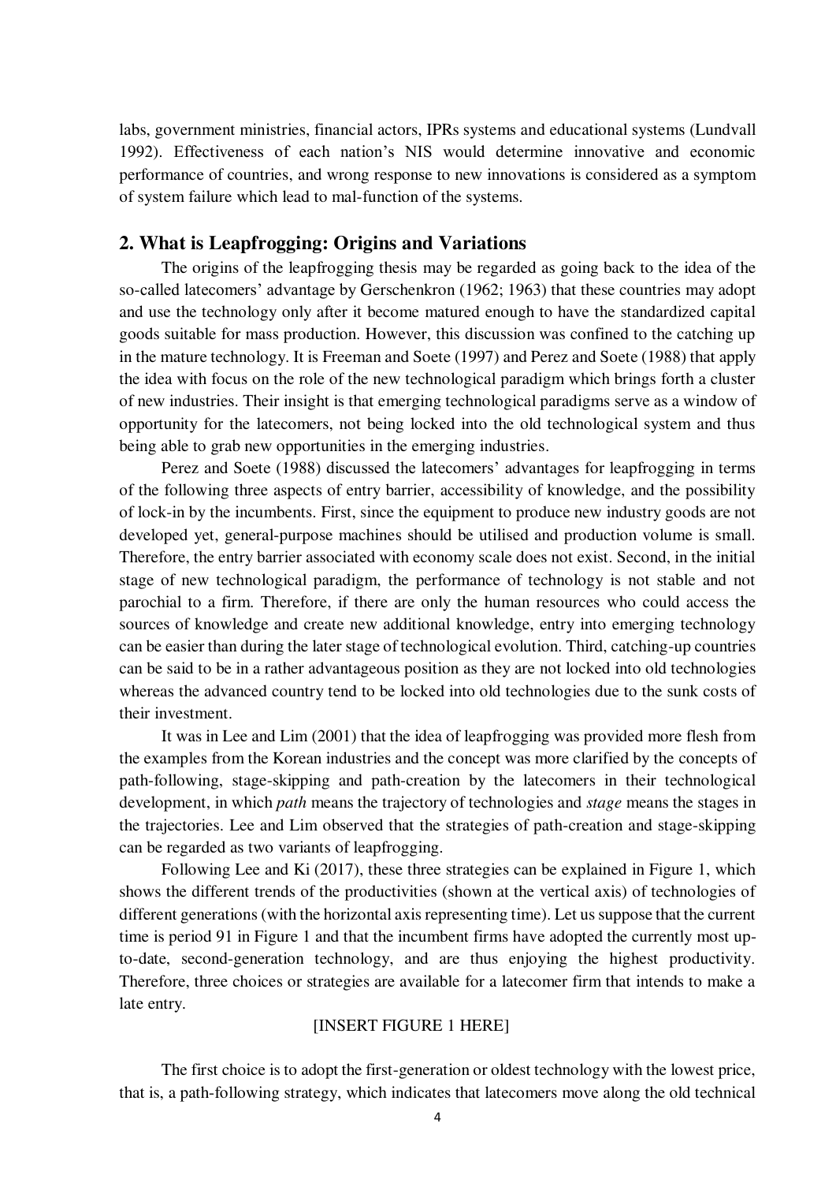labs, government ministries, financial actors, IPRs systems and educational systems (Lundvall 1992). Effectiveness of each nation's NIS would determine innovative and economic performance of countries, and wrong response to new innovations is considered as a symptom of system failure which lead to mal-function of the systems.

## 2. What is Leapfrogging: Origins and Variations

The origins of the leapfrogging thesis may be regarded as going back to the idea of the so-called latecomers' advantage by Gerschenkron (1962; 1963) that these countries may adopt and use the technology only after it become matured enough to have the standardized capital goods suitable for mass production. However, this discussion was confined to the catching up in the mature technology. It is Freeman and Soete (1997) and Perez and Soete (1988) that apply the idea with focus on the role of the new technological paradigm which brings forth a cluster of new industries. Their insight is that emerging technological paradigms serve as a window of opportunity for the latecomers, not being locked into the old technological system and thus being able to grab new opportunities in the emerging industries.

Perez and Soete (1988) discussed the latecomers' advantages for leapfrogging in terms of the following three aspects of entry barrier, accessibility of knowledge, and the possibility of lock-in by the incumbents. First, since the equipment to produce new industry goods are not developed yet, general-purpose machines should be utilised and production volume is small. Therefore, the entry barrier associated with economy scale does not exist. Second, in the initial stage of new technological paradigm, the performance of technology is not stable and not parochial to a firm. Therefore, if there are only the human resources who could access the sources of knowledge and create new additional knowledge, entry into emerging technology can be easier than during the later stage of technological evolution. Third, catching-up countries can be said to be in a rather advantageous position as they are not locked into old technologies whereas the advanced country tend to be locked into old technologies due to the sunk costs of their investment.

It was in Lee and Lim (2001) that the idea of leapfrogging was provided more flesh from the examples from the Korean industries and the concept was more clarified by the concepts of path-following, stage-skipping and path-creation by the latecomers in their technological development, in which *path* means the trajectory of technologies and *stage* means the stages in the trajectories. Lee and Lim observed that the strategies of path-creation and stage-skipping can be regarded as two variants of leapfrogging.

Following Lee and Ki (2017), these three strategies can be explained in Figure 1, which shows the different trends of the productivities (shown at the vertical axis) of technologies of different generations (with the horizontal axis representing time). Let us suppose that the current time is period 91 in Figure 1 and that the incumbent firms have adopted the currently most up-to-date, second-generation technology, and are thus enjoying the highest productivity. Therefore, three choices or strategies are available for a latecomer firm that intends to make a late entry.

[INSERT FIGURE 1 HERE]

The first choice is to adopt the first-generation or oldest technology with the lowest price, that is, a path-following strategy, which indicates that latecomers move along the old technical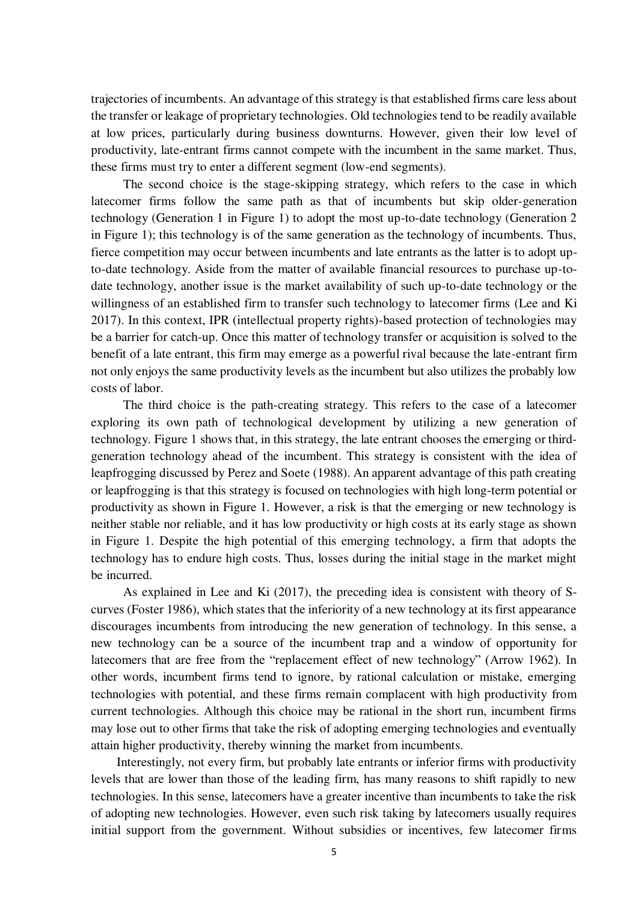trajectories of incumbents. An advantage of this strategy is that established firms care less about the transfer or leakage of proprietary technologies. Old technologies tend to be readily available at low prices, particularly during business downturns. However, given their low level of productivity, late-entrant firms cannot compete with the incumbent in the same market. Thus, these firms must try to enter a different segment (low-end segments).

The second choice is the stage-skipping strategy, which refers to the case in which latecomer firms follow the same path as that of incumbents but skip older-generation technology (Generation 1 in Figure 1) to adopt the most up-to-date technology (Generation 2 in Figure 1); this technology is of the same generation as the technology of incumbents. Thus, fierce competition may occur between incumbents and late entrants as the latter is to adopt up-to-date technology. Aside from the matter of available financial resources to purchase up-to-date technology, another issue is the market availability of such up-to-date technology or the willingness of an established firm to transfer such technology to latecomer firms (Lee and Ki 2017). In this context, IPR (intellectual property rights)-based protection of technologies may be a barrier for catch-up. Once this matter of technology transfer or acquisition is solved to the benefit of a late entrant, this firm may emerge as a powerful rival because the late-entrant firm not only enjoys the same productivity levels as the incumbent but also utilizes the probably low costs of labor.

The third choice is the path-creating strategy. This refers to the case of a latecomer exploring its own path of technological development by utilizing a new generation of technology. Figure 1 shows that, in this strategy, the late entrant chooses the emerging or third-generation technology ahead of the incumbent. This strategy is consistent with the idea of leapfrogging discussed by Perez and Soete (1988). An apparent advantage of this path creating or leapfrogging is that this strategy is focused on technologies with high long-term potential or productivity as shown in Figure 1. However, a risk is that the emerging or new technology is neither stable nor reliable, and it has low productivity or high costs at its early stage as shown in Figure 1. Despite the high potential of this emerging technology, a firm that adopts the technology has to endure high costs. Thus, losses during the initial stage in the market might be incurred.

As explained in Lee and Ki (2017), the preceding idea is consistent with theory of S-curves (Foster 1986), which states that the inferiority of a new technology at its first appearance discourages incumbents from introducing the new generation of technology. In this sense, a new technology can be a source of the incumbent trap and a window of opportunity for latecomers that are free from the "replacement effect of new technology" (Arrow 1962). In other words, incumbent firms tend to ignore, by rational calculation or mistake, emerging technologies with potential, and these firms remain complacent with high productivity from current technologies. Although this choice may be rational in the short run, incumbent firms may lose out to other firms that take the risk of adopting emerging technologies and eventually attain higher productivity, thereby winning the market from incumbents.

Interestingly, not every firm, but probably late entrants or inferior firms with productivity levels that are lower than those of the leading firm, has many reasons to shift rapidly to new technologies. In this sense, latecomers have a greater incentive than incumbents to take the risk of adopting new technologies. However, even such risk taking by latecomers usually requires initial support from the government. Without subsidies or incentives, few latecomer firms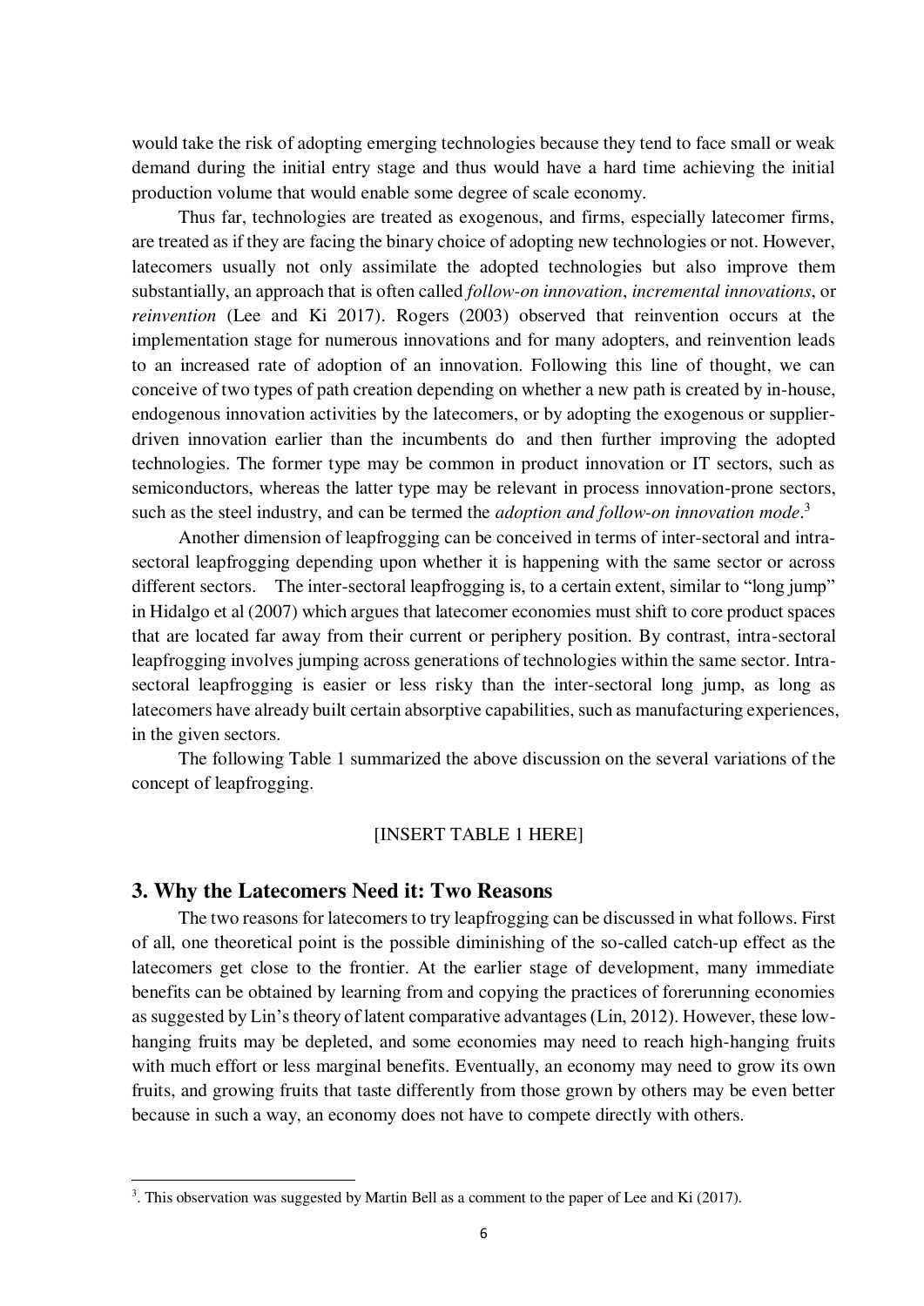would take the risk of adopting emerging technologies because they tend to face small or weak demand during the initial entry stage and thus would have a hard time achieving the initial production volume that would enable some degree of scale economy.

Thus far, technologies are treated as exogenous, and firms, especially latecomer firms, are treated as if they are facing the binary choice of adopting new technologies or not. However, latecomers usually not only assimilate the adopted technologies but also improve them substantially, an approach that is often called *follow-on innovation*, *incremental innovations*, or *reinvention* (Lee and Ki 2017). Rogers (2003) observed that reinvention occurs at the implementation stage for numerous innovations and for many adopters, and reinvention leads to an increased rate of adoption of an innovation. Following this line of thought, we can conceive of two types of path creation depending on whether a new path is created by in-house, endogenous innovation activities by the latecomers, or by adopting the exogenous or supplier-driven innovation earlier than the incumbents do and then further improving the adopted technologies. The former type may be common in product innovation or IT sectors, such as semiconductors, whereas the latter type may be relevant in process innovation-prone sectors, such as the steel industry, and can be termed the *adoption and follow-on innovation mode*.[3]

Another dimension of leapfrogging can be conceived in terms of inter-sectoral and intra-sectoral leapfrogging depending upon whether it is happening with the same sector or across different sectors. The inter-sectoral leapfrogging is, to a certain extent, similar to "long jump" in Hidalgo et al (2007) which argues that latecomer economies must shift to core product spaces that are located far away from their current or periphery position. By contrast, intra-sectoral leapfrogging involves jumping across generations of technologies within the same sector. Intra-sectoral leapfrogging is easier or less risky than the inter-sectoral long jump, as long as latecomers have already built certain absorptive capabilities, such as manufacturing experiences, in the given sectors.

The following Table 1 summarized the above discussion on the several variations of the concept of leapfrogging.

[INSERT TABLE 1 HERE]

## 3. Why the Latecomers Need it: Two Reasons

The two reasons for latecomers to try leapfrogging can be discussed in what follows. First of all, one theoretical point is the possible diminishing of the so-called catch-up effect as the latecomers get close to the frontier. At the earlier stage of development, many immediate benefits can be obtained by learning from and copying the practices of forerunning economies as suggested by Lin's theory of latent comparative advantages (Lin, 2012). However, these low-hanging fruits may be depleted, and some economies may need to reach high-hanging fruits with much effort or less marginal benefits. Eventually, an economy may need to grow its own fruits, and growing fruits that taste differently from those grown by others may be even better because in such a way, an economy does not have to compete directly with others.

[3]. This observation was suggested by Martin Bell as a comment to the paper of Lee and Ki (2017).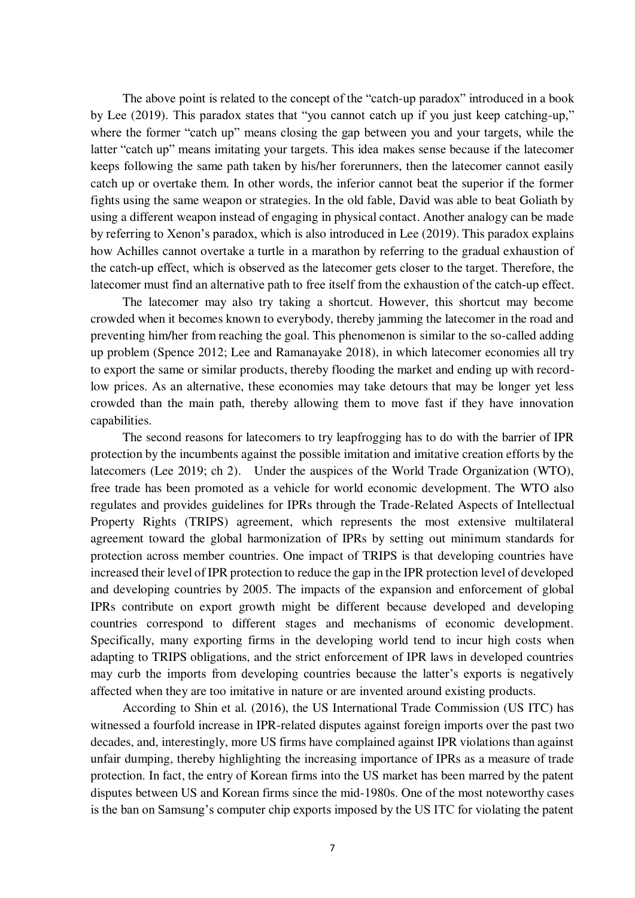The above point is related to the concept of the "catch-up paradox" introduced in a book by Lee (2019). This paradox states that "you cannot catch up if you just keep catching-up," where the former "catch up" means closing the gap between you and your targets, while the latter "catch up" means imitating your targets. This idea makes sense because if the latecomer keeps following the same path taken by his/her forerunners, then the latecomer cannot easily catch up or overtake them. In other words, the inferior cannot beat the superior if the former fights using the same weapon or strategies. In the old fable, David was able to beat Goliath by using a different weapon instead of engaging in physical contact. Another analogy can be made by referring to Xenon's paradox, which is also introduced in Lee (2019). This paradox explains how Achilles cannot overtake a turtle in a marathon by referring to the gradual exhaustion of the catch-up effect, which is observed as the latecomer gets closer to the target. Therefore, the latecomer must find an alternative path to free itself from the exhaustion of the catch-up effect.

The latecomer may also try taking a shortcut. However, this shortcut may become crowded when it becomes known to everybody, thereby jamming the latecomer in the road and preventing him/her from reaching the goal. This phenomenon is similar to the so-called adding up problem (Spence 2012; Lee and Ramanayake 2018), in which latecomer economies all try to export the same or similar products, thereby flooding the market and ending up with record-low prices. As an alternative, these economies may take detours that may be longer yet less crowded than the main path, thereby allowing them to move fast if they have innovation capabilities.

The second reasons for latecomers to try leapfrogging has to do with the barrier of IPR protection by the incumbents against the possible imitation and imitative creation efforts by the latecomers (Lee 2019; ch 2). Under the auspices of the World Trade Organization (WTO), free trade has been promoted as a vehicle for world economic development. The WTO also regulates and provides guidelines for IPRs through the Trade-Related Aspects of Intellectual Property Rights (TRIPS) agreement, which represents the most extensive multilateral agreement toward the global harmonization of IPRs by setting out minimum standards for protection across member countries. One impact of TRIPS is that developing countries have increased their level of IPR protection to reduce the gap in the IPR protection level of developed and developing countries by 2005. The impacts of the expansion and enforcement of global IPRs contribute on export growth might be different because developed and developing countries correspond to different stages and mechanisms of economic development. Specifically, many exporting firms in the developing world tend to incur high costs when adapting to TRIPS obligations, and the strict enforcement of IPR laws in developed countries may curb the imports from developing countries because the latter's exports is negatively affected when they are too imitative in nature or are invented around existing products.

According to Shin et al. (2016), the US International Trade Commission (US ITC) has witnessed a fourfold increase in IPR-related disputes against foreign imports over the past two decades, and, interestingly, more US firms have complained against IPR violations than against unfair dumping, thereby highlighting the increasing importance of IPRs as a measure of trade protection. In fact, the entry of Korean firms into the US market has been marred by the patent disputes between US and Korean firms since the mid-1980s. One of the most noteworthy cases is the ban on Samsung's computer chip exports imposed by the US ITC for violating the patent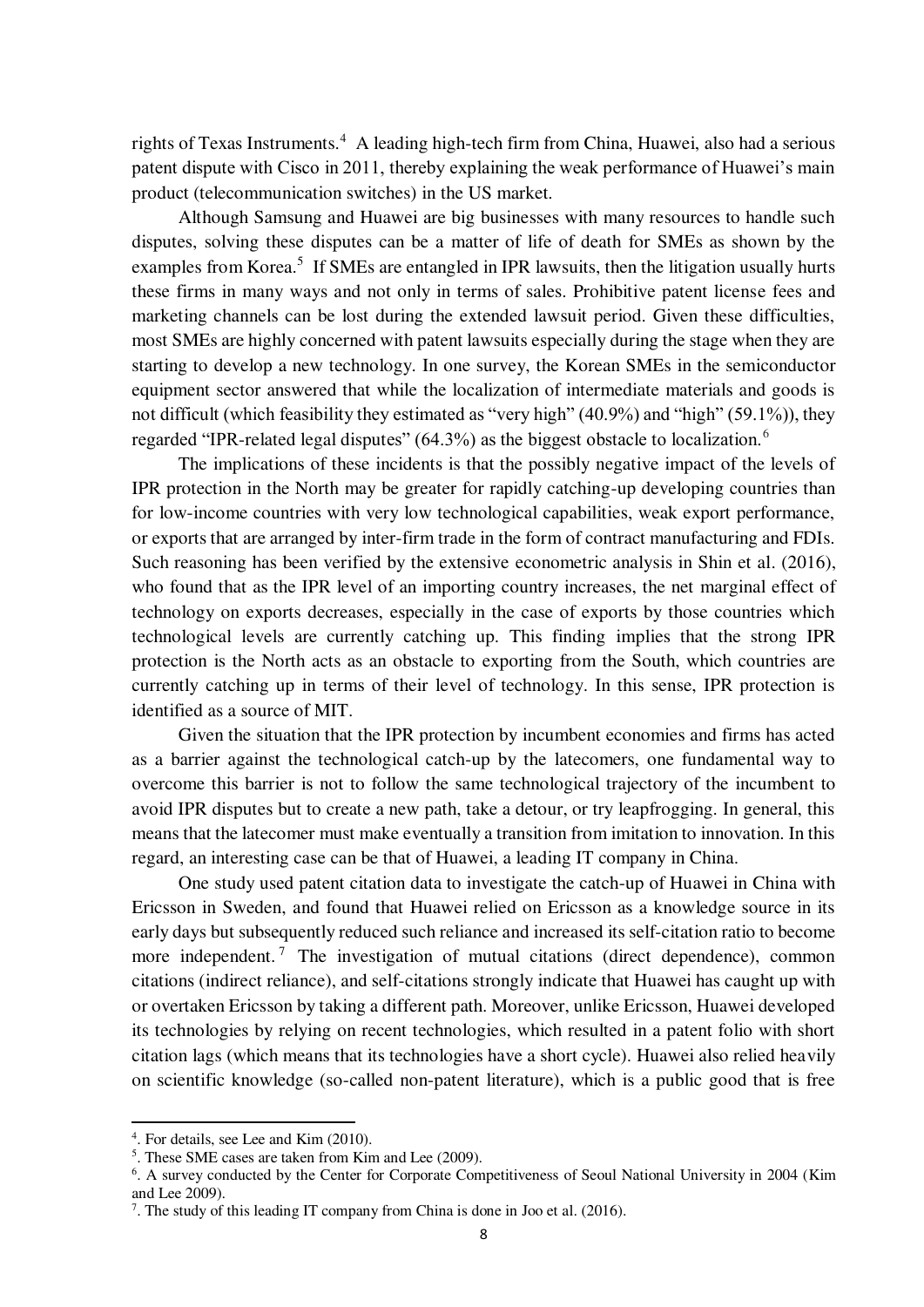rights of Texas Instruments.[4] A leading high-tech firm from China, Huawei, also had a serious patent dispute with Cisco in 2011, thereby explaining the weak performance of Huawei's main product (telecommunication switches) in the US market.

Although Samsung and Huawei are big businesses with many resources to handle such disputes, solving these disputes can be a matter of life of death for SMEs as shown by the examples from Korea.[5] If SMEs are entangled in IPR lawsuits, then the litigation usually hurts these firms in many ways and not only in terms of sales. Prohibitive patent license fees and marketing channels can be lost during the extended lawsuit period. Given these difficulties, most SMEs are highly concerned with patent lawsuits especially during the stage when they are starting to develop a new technology. In one survey, the Korean SMEs in the semiconductor equipment sector answered that while the localization of intermediate materials and goods is not difficult (which feasibility they estimated as "very high" (40.9%) and "high" (59.1%)), they regarded "IPR-related legal disputes" (64.3%) as the biggest obstacle to localization.[6]

The implications of these incidents is that the possibly negative impact of the levels of IPR protection in the North may be greater for rapidly catching-up developing countries than for low-income countries with very low technological capabilities, weak export performance, or exports that are arranged by inter-firm trade in the form of contract manufacturing and FDIs. Such reasoning has been verified by the extensive econometric analysis in Shin et al. (2016), who found that as the IPR level of an importing country increases, the net marginal effect of technology on exports decreases, especially in the case of exports by those countries which technological levels are currently catching up. This finding implies that the strong IPR protection is the North acts as an obstacle to exporting from the South, which countries are currently catching up in terms of their level of technology. In this sense, IPR protection is identified as a source of MIT.

Given the situation that the IPR protection by incumbent economies and firms has acted as a barrier against the technological catch-up by the latecomers, one fundamental way to overcome this barrier is not to follow the same technological trajectory of the incumbent to avoid IPR disputes but to create a new path, take a detour, or try leapfrogging. In general, this means that the latecomer must make eventually a transition from imitation to innovation. In this regard, an interesting case can be that of Huawei, a leading IT company in China.

One study used patent citation data to investigate the catch-up of Huawei in China with Ericsson in Sweden, and found that Huawei relied on Ericsson as a knowledge source in its early days but subsequently reduced such reliance and increased its self-citation ratio to become more independent.[7] The investigation of mutual citations (direct dependence), common citations (indirect reliance), and self-citations strongly indicate that Huawei has caught up with or overtaken Ericsson by taking a different path. Moreover, unlike Ericsson, Huawei developed its technologies by relying on recent technologies, which resulted in a patent folio with short citation lags (which means that its technologies have a short cycle). Huawei also relied heavily on scientific knowledge (so-called non-patent literature), which is a public good that is free

---

[4]. For details, see Lee and Kim (2010).

[5]. These SME cases are taken from Kim and Lee (2009).

[6]. A survey conducted by the Center for Corporate Competitiveness of Seoul National University in 2004 (Kim and Lee 2009).

[7]. The study of this leading IT company from China is done in Joo et al. (2016).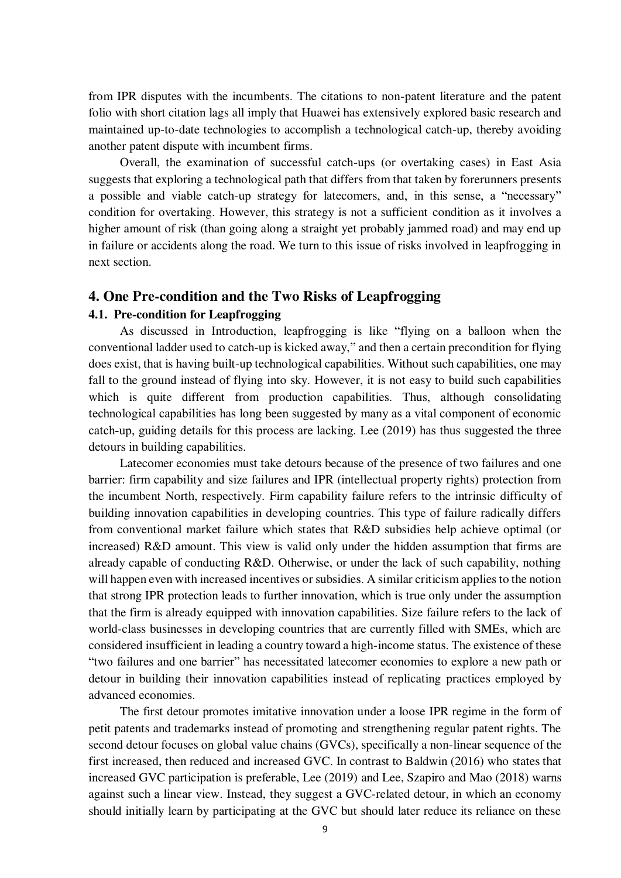from IPR disputes with the incumbents. The citations to non-patent literature and the patent folio with short citation lags all imply that Huawei has extensively explored basic research and maintained up-to-date technologies to accomplish a technological catch-up, thereby avoiding another patent dispute with incumbent firms.

Overall, the examination of successful catch-ups (or overtaking cases) in East Asia suggests that exploring a technological path that differs from that taken by forerunners presents a possible and viable catch-up strategy for latecomers, and, in this sense, a "necessary" condition for overtaking. However, this strategy is not a sufficient condition as it involves a higher amount of risk (than going along a straight yet probably jammed road) and may end up in failure or accidents along the road. We turn to this issue of risks involved in leapfrogging in next section.

## 4. One Pre-condition and the Two Risks of Leapfrogging

### 4.1. Pre-condition for Leapfrogging

As discussed in Introduction, leapfrogging is like "flying on a balloon when the conventional ladder used to catch-up is kicked away," and then a certain precondition for flying does exist, that is having built-up technological capabilities. Without such capabilities, one may fall to the ground instead of flying into sky. However, it is not easy to build such capabilities which is quite different from production capabilities. Thus, although consolidating technological capabilities has long been suggested by many as a vital component of economic catch-up, guiding details for this process are lacking. Lee (2019) has thus suggested the three detours in building capabilities.

Latecomer economies must take detours because of the presence of two failures and one barrier: firm capability and size failures and IPR (intellectual property rights) protection from the incumbent North, respectively. Firm capability failure refers to the intrinsic difficulty of building innovation capabilities in developing countries. This type of failure radically differs from conventional market failure which states that R&D subsidies help achieve optimal (or increased) R&D amount. This view is valid only under the hidden assumption that firms are already capable of conducting R&D. Otherwise, or under the lack of such capability, nothing will happen even with increased incentives or subsidies. A similar criticism applies to the notion that strong IPR protection leads to further innovation, which is true only under the assumption that the firm is already equipped with innovation capabilities. Size failure refers to the lack of world-class businesses in developing countries that are currently filled with SMEs, which are considered insufficient in leading a country toward a high-income status. The existence of these "two failures and one barrier" has necessitated latecomer economies to explore a new path or detour in building their innovation capabilities instead of replicating practices employed by advanced economies.

The first detour promotes imitative innovation under a loose IPR regime in the form of petit patents and trademarks instead of promoting and strengthening regular patent rights. The second detour focuses on global value chains (GVCs), specifically a non-linear sequence of the first increased, then reduced and increased GVC. In contrast to Baldwin (2016) who states that increased GVC participation is preferable, Lee (2019) and Lee, Szapiro and Mao (2018) warns against such a linear view. Instead, they suggest a GVC-related detour, in which an economy should initially learn by participating at the GVC but should later reduce its reliance on these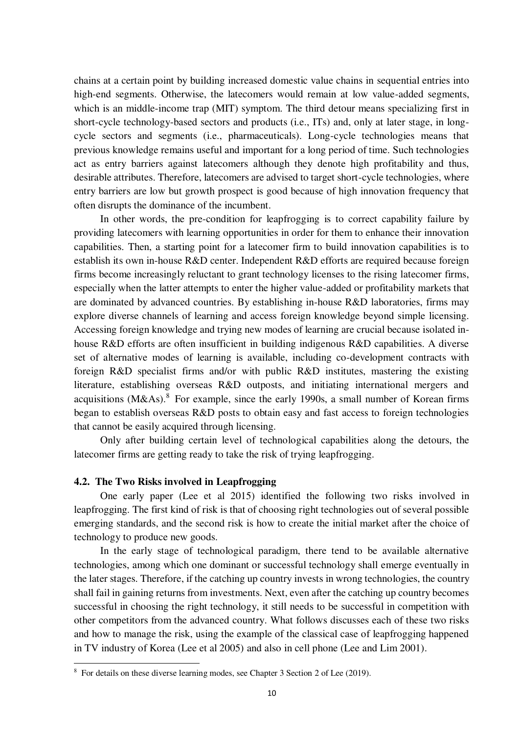chains at a certain point by building increased domestic value chains in sequential entries into high-end segments. Otherwise, the latecomers would remain at low value-added segments, which is an middle-income trap (MIT) symptom. The third detour means specializing first in short-cycle technology-based sectors and products (i.e., ITs) and, only at later stage, in long-cycle sectors and segments (i.e., pharmaceuticals). Long-cycle technologies means that previous knowledge remains useful and important for a long period of time. Such technologies act as entry barriers against latecomers although they denote high profitability and thus, desirable attributes. Therefore, latecomers are advised to target short-cycle technologies, where entry barriers are low but growth prospect is good because of high innovation frequency that often disrupts the dominance of the incumbent.

In other words, the pre-condition for leapfrogging is to correct capability failure by providing latecomers with learning opportunities in order for them to enhance their innovation capabilities. Then, a starting point for a latecomer firm to build innovation capabilities is to establish its own in-house R&D center. Independent R&D efforts are required because foreign firms become increasingly reluctant to grant technology licenses to the rising latecomer firms, especially when the latter attempts to enter the higher value-added or profitability markets that are dominated by advanced countries. By establishing in-house R&D laboratories, firms may explore diverse channels of learning and access foreign knowledge beyond simple licensing. Accessing foreign knowledge and trying new modes of learning are crucial because isolated in-house R&D efforts are often insufficient in building indigenous R&D capabilities. A diverse set of alternative modes of learning is available, including co-development contracts with foreign R&D specialist firms and/or with public R&D institutes, mastering the existing literature, establishing overseas R&D outposts, and initiating international mergers and acquisitions (M&As).[8] For example, since the early 1990s, a small number of Korean firms began to establish overseas R&D posts to obtain easy and fast access to foreign technologies that cannot be easily acquired through licensing.

Only after building certain level of technological capabilities along the detours, the latecomer firms are getting ready to take the risk of trying leapfrogging.

### 4.2. The Two Risks involved in Leapfrogging

One early paper (Lee et al 2015) identified the following two risks involved in leapfrogging. The first kind of risk is that of choosing right technologies out of several possible emerging standards, and the second risk is how to create the initial market after the choice of technology to produce new goods.

In the early stage of technological paradigm, there tend to be available alternative technologies, among which one dominant or successful technology shall emerge eventually in the later stages. Therefore, if the catching up country invests in wrong technologies, the country shall fail in gaining returns from investments. Next, even after the catching up country becomes successful in choosing the right technology, it still needs to be successful in competition with other competitors from the advanced country. What follows discusses each of these two risks and how to manage the risk, using the example of the classical case of leapfrogging happened in TV industry of Korea (Lee et al 2005) and also in cell phone (Lee and Lim 2001).

---

[8] For details on these diverse learning modes, see Chapter 3 Section 2 of Lee (2019).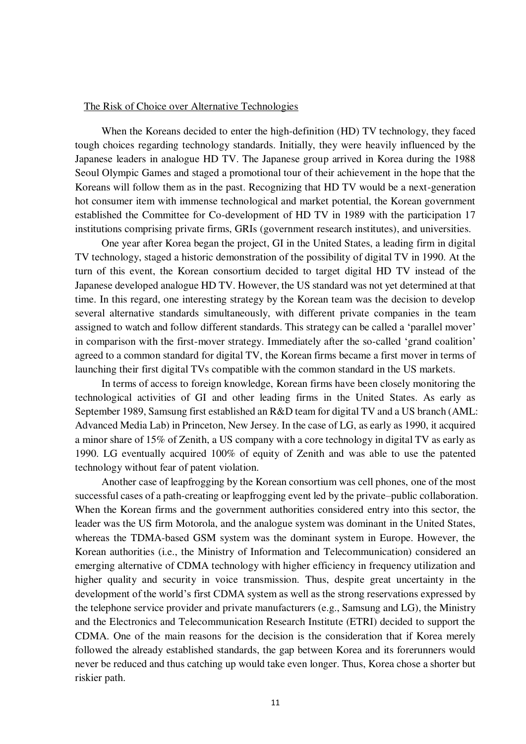<u>The Risk of Choice over Alternative Technologies</u>

When the Koreans decided to enter the high-definition (HD) TV technology, they faced tough choices regarding technology standards. Initially, they were heavily influenced by the Japanese leaders in analogue HD TV. The Japanese group arrived in Korea during the 1988 Seoul Olympic Games and staged a promotional tour of their achievement in the hope that the Koreans will follow them as in the past. Recognizing that HD TV would be a next-generation hot consumer item with immense technological and market potential, the Korean government established the Committee for Co-development of HD TV in 1989 with the participation 17 institutions comprising private firms, GRIs (government research institutes), and universities.

One year after Korea began the project, GI in the United States, a leading firm in digital TV technology, staged a historic demonstration of the possibility of digital TV in 1990. At the turn of this event, the Korean consortium decided to target digital HD TV instead of the Japanese developed analogue HD TV. However, the US standard was not yet determined at that time. In this regard, one interesting strategy by the Korean team was the decision to develop several alternative standards simultaneously, with different private companies in the team assigned to watch and follow different standards. This strategy can be called a 'parallel mover' in comparison with the first-mover strategy. Immediately after the so-called 'grand coalition' agreed to a common standard for digital TV, the Korean firms became a first mover in terms of launching their first digital TVs compatible with the common standard in the US markets.

In terms of access to foreign knowledge, Korean firms have been closely monitoring the technological activities of GI and other leading firms in the United States. As early as September 1989, Samsung first established an R&D team for digital TV and a US branch (AML: Advanced Media Lab) in Princeton, New Jersey. In the case of LG, as early as 1990, it acquired a minor share of 15% of Zenith, a US company with a core technology in digital TV as early as 1990. LG eventually acquired 100% of equity of Zenith and was able to use the patented technology without fear of patent violation.

Another case of leapfrogging by the Korean consortium was cell phones, one of the most successful cases of a path-creating or leapfrogging event led by the private–public collaboration. When the Korean firms and the government authorities considered entry into this sector, the leader was the US firm Motorola, and the analogue system was dominant in the United States, whereas the TDMA-based GSM system was the dominant system in Europe. However, the Korean authorities (i.e., the Ministry of Information and Telecommunication) considered an emerging alternative of CDMA technology with higher efficiency in frequency utilization and higher quality and security in voice transmission. Thus, despite great uncertainty in the development of the world's first CDMA system as well as the strong reservations expressed by the telephone service provider and private manufacturers (e.g., Samsung and LG), the Ministry and the Electronics and Telecommunication Research Institute (ETRI) decided to support the CDMA. One of the main reasons for the decision is the consideration that if Korea merely followed the already established standards, the gap between Korea and its forerunners would never be reduced and thus catching up would take even longer. Thus, Korea chose a shorter but riskier path.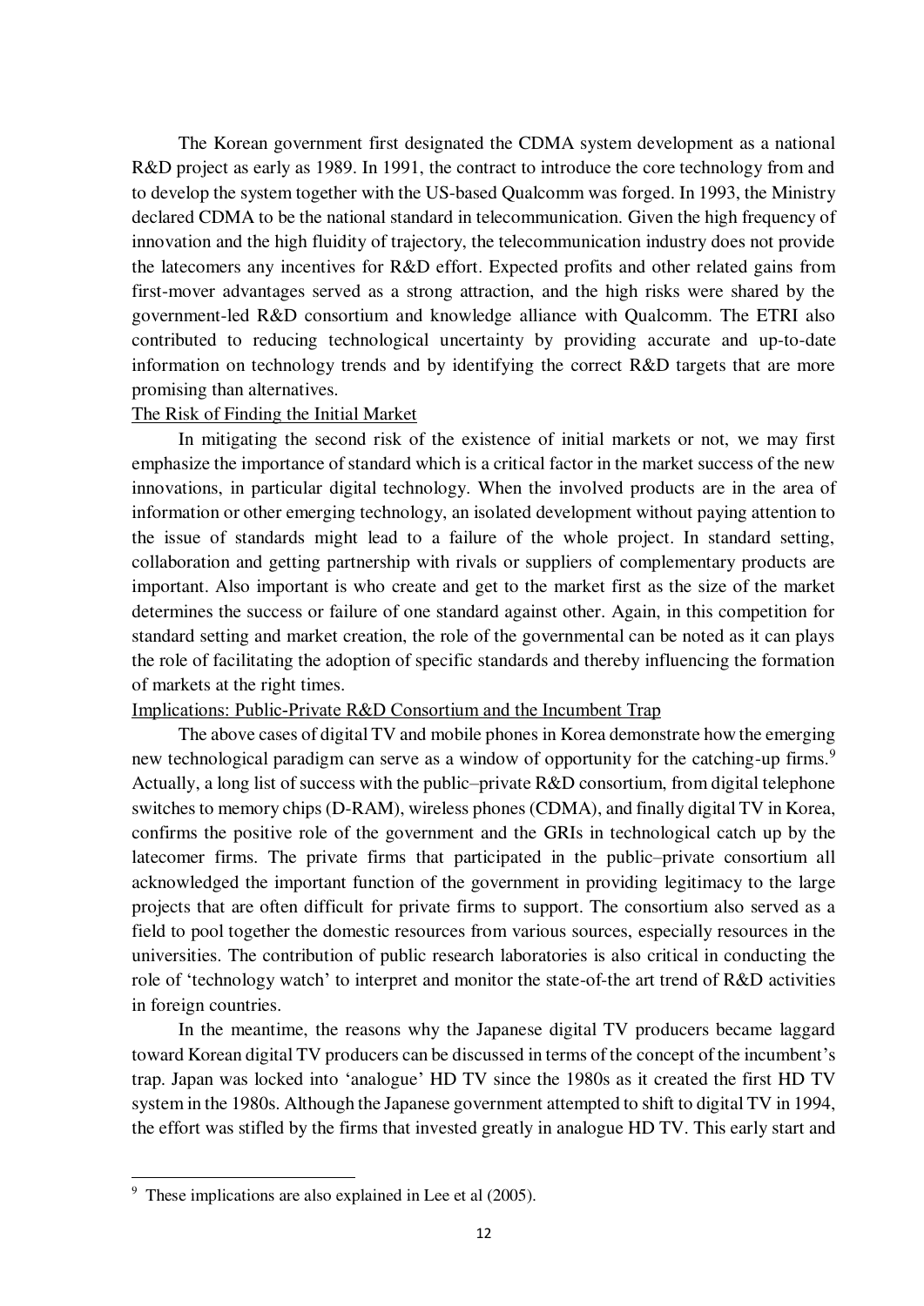The Korean government first designated the CDMA system development as a national R&D project as early as 1989. In 1991, the contract to introduce the core technology from and to develop the system together with the US-based Qualcomm was forged. In 1993, the Ministry declared CDMA to be the national standard in telecommunication. Given the high frequency of innovation and the high fluidity of trajectory, the telecommunication industry does not provide the latecomers any incentives for R&D effort. Expected profits and other related gains from first-mover advantages served as a strong attraction, and the high risks were shared by the government-led R&D consortium and knowledge alliance with Qualcomm. The ETRI also contributed to reducing technological uncertainty by providing accurate and up-to-date information on technology trends and by identifying the correct R&D targets that are more promising than alternatives.

<u>The Risk of Finding the Initial Market</u>

In mitigating the second risk of the existence of initial markets or not, we may first emphasize the importance of standard which is a critical factor in the market success of the new innovations, in particular digital technology. When the involved products are in the area of information or other emerging technology, an isolated development without paying attention to the issue of standards might lead to a failure of the whole project. In standard setting, collaboration and getting partnership with rivals or suppliers of complementary products are important. Also important is who create and get to the market first as the size of the market determines the success or failure of one standard against other. Again, in this competition for standard setting and market creation, the role of the governmental can be noted as it can plays the role of facilitating the adoption of specific standards and thereby influencing the formation of markets at the right times.

<u>Implications: Public-Private R&D Consortium and the Incumbent Trap</u>

The above cases of digital TV and mobile phones in Korea demonstrate how the emerging new technological paradigm can serve as a window of opportunity for the catching-up firms.[9] Actually, a long list of success with the public–private R&D consortium, from digital telephone switches to memory chips (D-RAM), wireless phones (CDMA), and finally digital TV in Korea, confirms the positive role of the government and the GRIs in technological catch up by the latecomer firms. The private firms that participated in the public–private consortium all acknowledged the important function of the government in providing legitimacy to the large projects that are often difficult for private firms to support. The consortium also served as a field to pool together the domestic resources from various sources, especially resources in the universities. The contribution of public research laboratories is also critical in conducting the role of 'technology watch' to interpret and monitor the state-of-the art trend of R&D activities in foreign countries.

In the meantime, the reasons why the Japanese digital TV producers became laggard toward Korean digital TV producers can be discussed in terms of the concept of the incumbent's trap. Japan was locked into 'analogue' HD TV since the 1980s as it created the first HD TV system in the 1980s. Although the Japanese government attempted to shift to digital TV in 1994, the effort was stifled by the firms that invested greatly in analogue HD TV. This early start and

[9] These implications are also explained in Lee et al (2005).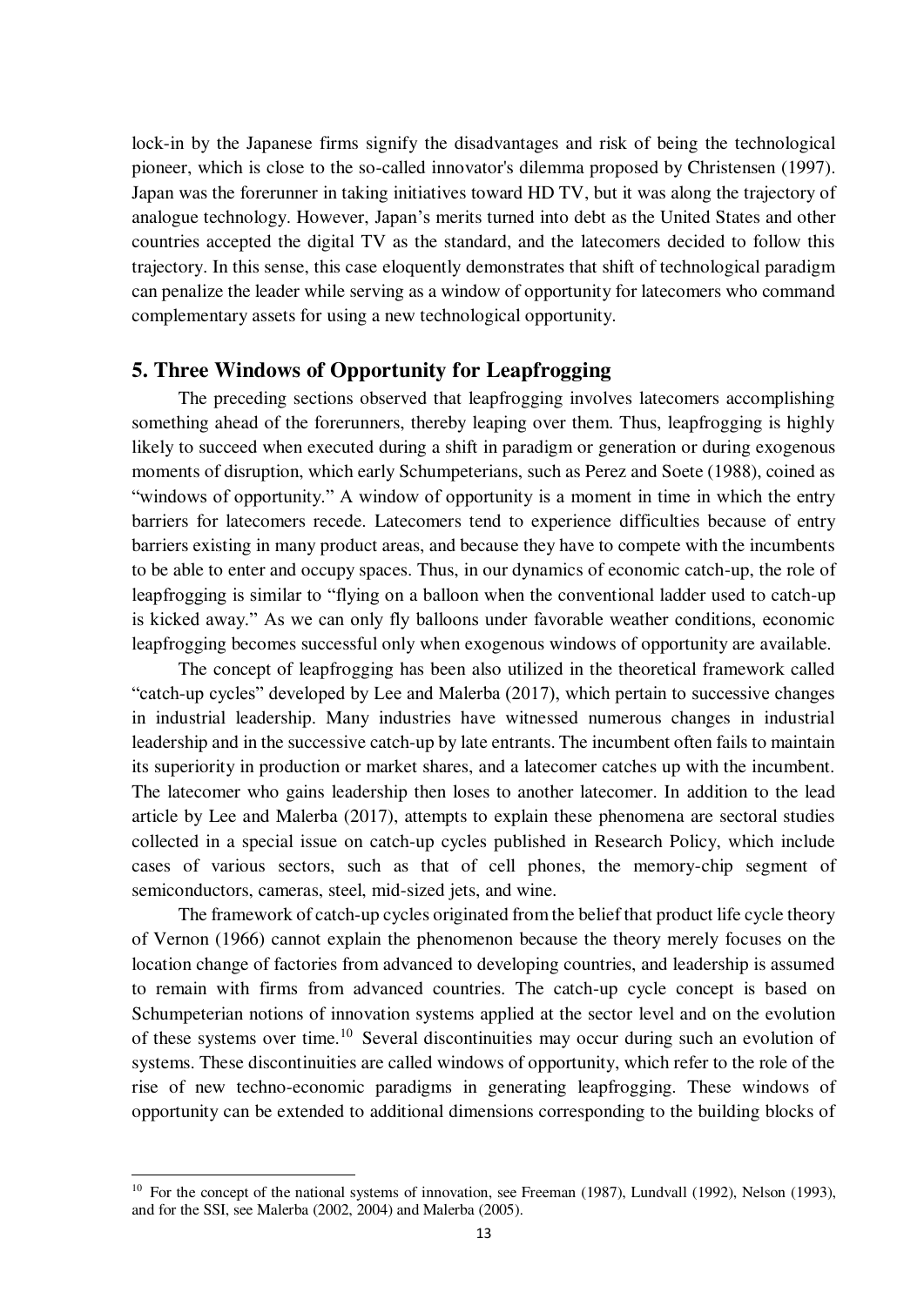lock-in by the Japanese firms signify the disadvantages and risk of being the technological pioneer, which is close to the so-called innovator's dilemma proposed by Christensen (1997). Japan was the forerunner in taking initiatives toward HD TV, but it was along the trajectory of analogue technology. However, Japan's merits turned into debt as the United States and other countries accepted the digital TV as the standard, and the latecomers decided to follow this trajectory. In this sense, this case eloquently demonstrates that shift of technological paradigm can penalize the leader while serving as a window of opportunity for latecomers who command complementary assets for using a new technological opportunity.

## 5. Three Windows of Opportunity for Leapfrogging

The preceding sections observed that leapfrogging involves latecomers accomplishing something ahead of the forerunners, thereby leaping over them. Thus, leapfrogging is highly likely to succeed when executed during a shift in paradigm or generation or during exogenous moments of disruption, which early Schumpeterians, such as Perez and Soete (1988), coined as "windows of opportunity." A window of opportunity is a moment in time in which the entry barriers for latecomers recede. Latecomers tend to experience difficulties because of entry barriers existing in many product areas, and because they have to compete with the incumbents to be able to enter and occupy spaces. Thus, in our dynamics of economic catch-up, the role of leapfrogging is similar to "flying on a balloon when the conventional ladder used to catch-up is kicked away." As we can only fly balloons under favorable weather conditions, economic leapfrogging becomes successful only when exogenous windows of opportunity are available.

The concept of leapfrogging has been also utilized in the theoretical framework called "catch-up cycles" developed by Lee and Malerba (2017), which pertain to successive changes in industrial leadership. Many industries have witnessed numerous changes in industrial leadership and in the successive catch-up by late entrants. The incumbent often fails to maintain its superiority in production or market shares, and a latecomer catches up with the incumbent. The latecomer who gains leadership then loses to another latecomer. In addition to the lead article by Lee and Malerba (2017), attempts to explain these phenomena are sectoral studies collected in a special issue on catch-up cycles published in Research Policy, which include cases of various sectors, such as that of cell phones, the memory-chip segment of semiconductors, cameras, steel, mid-sized jets, and wine.

The framework of catch-up cycles originated from the belief that product life cycle theory of Vernon (1966) cannot explain the phenomenon because the theory merely focuses on the location change of factories from advanced to developing countries, and leadership is assumed to remain with firms from advanced countries. The catch-up cycle concept is based on Schumpeterian notions of innovation systems applied at the sector level and on the evolution of these systems over time.[10] Several discontinuities may occur during such an evolution of systems. These discontinuities are called windows of opportunity, which refer to the role of the rise of new techno-economic paradigms in generating leapfrogging. These windows of opportunity can be extended to additional dimensions corresponding to the building blocks of

[10] For the concept of the national systems of innovation, see Freeman (1987), Lundvall (1992), Nelson (1993), and for the SSI, see Malerba (2002, 2004) and Malerba (2005).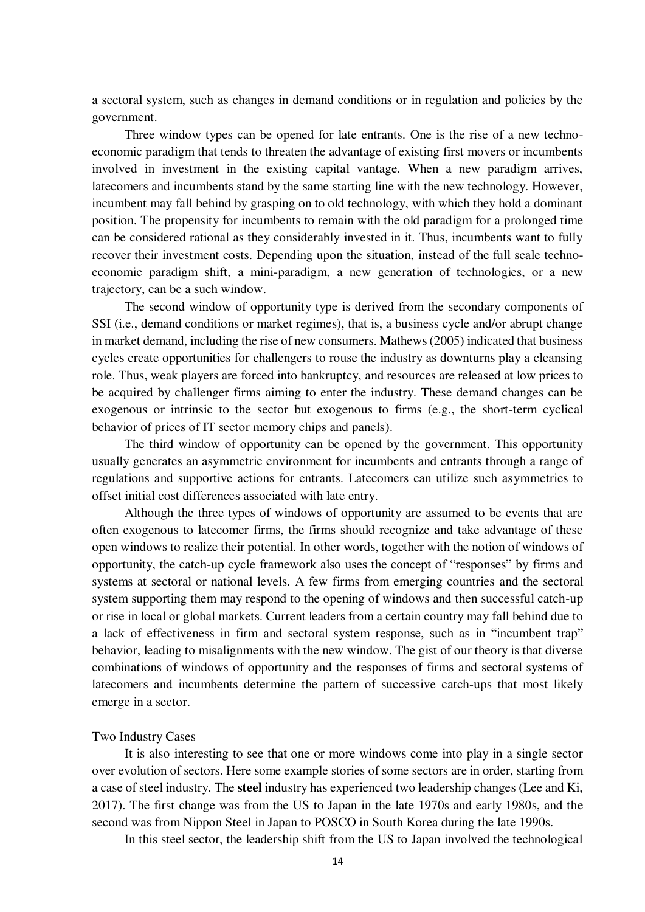a sectoral system, such as changes in demand conditions or in regulation and policies by the government.

Three window types can be opened for late entrants. One is the rise of a new techno-economic paradigm that tends to threaten the advantage of existing first movers or incumbents involved in investment in the existing capital vantage. When a new paradigm arrives, latecomers and incumbents stand by the same starting line with the new technology. However, incumbent may fall behind by grasping on to old technology, with which they hold a dominant position. The propensity for incumbents to remain with the old paradigm for a prolonged time can be considered rational as they considerably invested in it. Thus, incumbents want to fully recover their investment costs. Depending upon the situation, instead of the full scale techno-economic paradigm shift, a mini-paradigm, a new generation of technologies, or a new trajectory, can be a such window.

The second window of opportunity type is derived from the secondary components of SSI (i.e., demand conditions or market regimes), that is, a business cycle and/or abrupt change in market demand, including the rise of new consumers. Mathews (2005) indicated that business cycles create opportunities for challengers to rouse the industry as downturns play a cleansing role. Thus, weak players are forced into bankruptcy, and resources are released at low prices to be acquired by challenger firms aiming to enter the industry. These demand changes can be exogenous or intrinsic to the sector but exogenous to firms (e.g., the short-term cyclical behavior of prices of IT sector memory chips and panels).

The third window of opportunity can be opened by the government. This opportunity usually generates an asymmetric environment for incumbents and entrants through a range of regulations and supportive actions for entrants. Latecomers can utilize such asymmetries to offset initial cost differences associated with late entry.

Although the three types of windows of opportunity are assumed to be events that are often exogenous to latecomer firms, the firms should recognize and take advantage of these open windows to realize their potential. In other words, together with the notion of windows of opportunity, the catch-up cycle framework also uses the concept of "responses" by firms and systems at sectoral or national levels. A few firms from emerging countries and the sectoral system supporting them may respond to the opening of windows and then successful catch-up or rise in local or global markets. Current leaders from a certain country may fall behind due to a lack of effectiveness in firm and sectoral system response, such as in "incumbent trap" behavior, leading to misalignments with the new window. The gist of our theory is that diverse combinations of windows of opportunity and the responses of firms and sectoral systems of latecomers and incumbents determine the pattern of successive catch-ups that most likely emerge in a sector.

Two Industry Cases

It is also interesting to see that one or more windows come into play in a single sector over evolution of sectors. Here some example stories of some sectors are in order, starting from a case of steel industry. The **steel** industry has experienced two leadership changes (Lee and Ki, 2017). The first change was from the US to Japan in the late 1970s and early 1980s, and the second was from Nippon Steel in Japan to POSCO in South Korea during the late 1990s.

In this steel sector, the leadership shift from the US to Japan involved the technological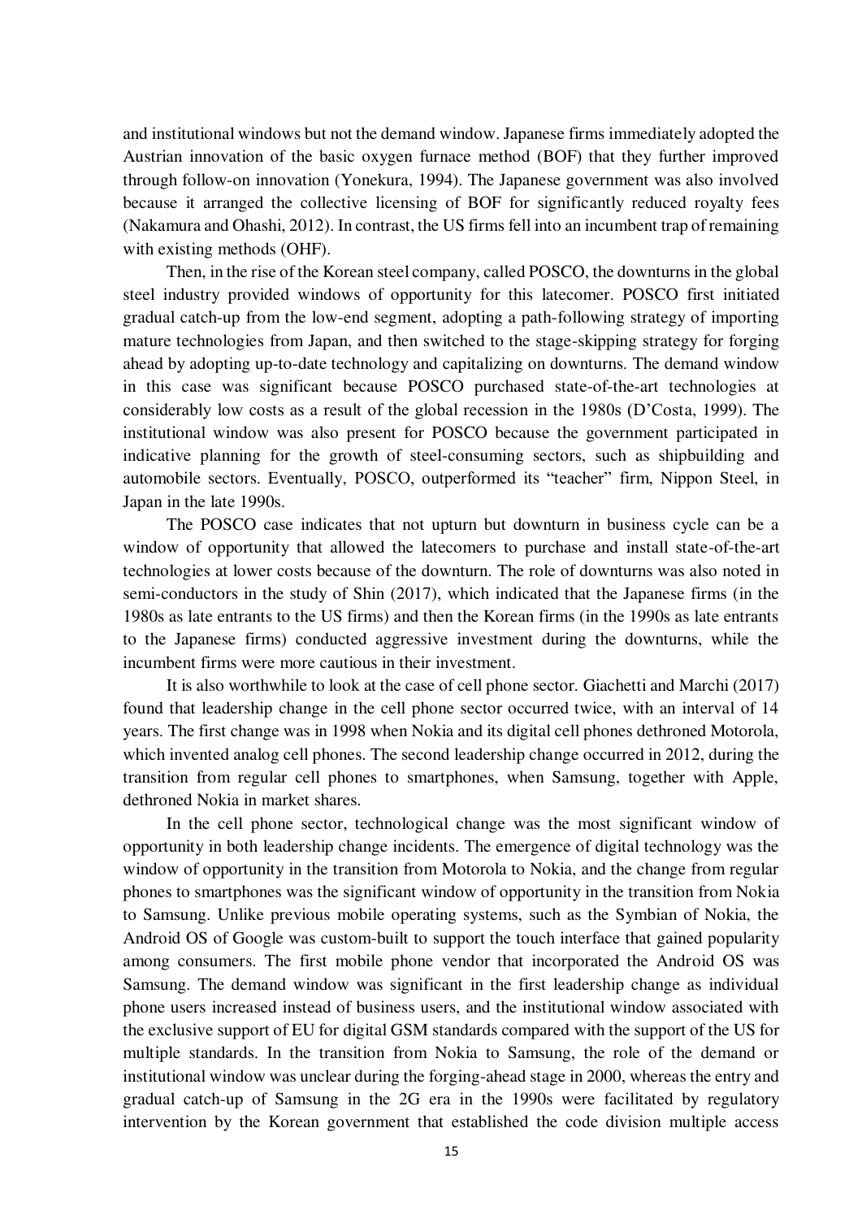and institutional windows but not the demand window. Japanese firms immediately adopted the Austrian innovation of the basic oxygen furnace method (BOF) that they further improved through follow-on innovation (Yonekura, 1994). The Japanese government was also involved because it arranged the collective licensing of BOF for significantly reduced royalty fees (Nakamura and Ohashi, 2012). In contrast, the US firms fell into an incumbent trap of remaining with existing methods (OHF).

Then, in the rise of the Korean steel company, called POSCO, the downturns in the global steel industry provided windows of opportunity for this latecomer. POSCO first initiated gradual catch-up from the low-end segment, adopting a path-following strategy of importing mature technologies from Japan, and then switched to the stage-skipping strategy for forging ahead by adopting up-to-date technology and capitalizing on downturns. The demand window in this case was significant because POSCO purchased state-of-the-art technologies at considerably low costs as a result of the global recession in the 1980s (D'Costa, 1999). The institutional window was also present for POSCO because the government participated in indicative planning for the growth of steel-consuming sectors, such as shipbuilding and automobile sectors. Eventually, POSCO, outperformed its "teacher" firm, Nippon Steel, in Japan in the late 1990s.

The POSCO case indicates that not upturn but downturn in business cycle can be a window of opportunity that allowed the latecomers to purchase and install state-of-the-art technologies at lower costs because of the downturn. The role of downturns was also noted in semi-conductors in the study of Shin (2017), which indicated that the Japanese firms (in the 1980s as late entrants to the US firms) and then the Korean firms (in the 1990s as late entrants to the Japanese firms) conducted aggressive investment during the downturns, while the incumbent firms were more cautious in their investment.

It is also worthwhile to look at the case of cell phone sector. Giachetti and Marchi (2017) found that leadership change in the cell phone sector occurred twice, with an interval of 14 years. The first change was in 1998 when Nokia and its digital cell phones dethroned Motorola, which invented analog cell phones. The second leadership change occurred in 2012, during the transition from regular cell phones to smartphones, when Samsung, together with Apple, dethroned Nokia in market shares.

In the cell phone sector, technological change was the most significant window of opportunity in both leadership change incidents. The emergence of digital technology was the window of opportunity in the transition from Motorola to Nokia, and the change from regular phones to smartphones was the significant window of opportunity in the transition from Nokia to Samsung. Unlike previous mobile operating systems, such as the Symbian of Nokia, the Android OS of Google was custom-built to support the touch interface that gained popularity among consumers. The first mobile phone vendor that incorporated the Android OS was Samsung. The demand window was significant in the first leadership change as individual phone users increased instead of business users, and the institutional window associated with the exclusive support of EU for digital GSM standards compared with the support of the US for multiple standards. In the transition from Nokia to Samsung, the role of the demand or institutional window was unclear during the forging-ahead stage in 2000, whereas the entry and gradual catch-up of Samsung in the 2G era in the 1990s were facilitated by regulatory intervention by the Korean government that established the code division multiple access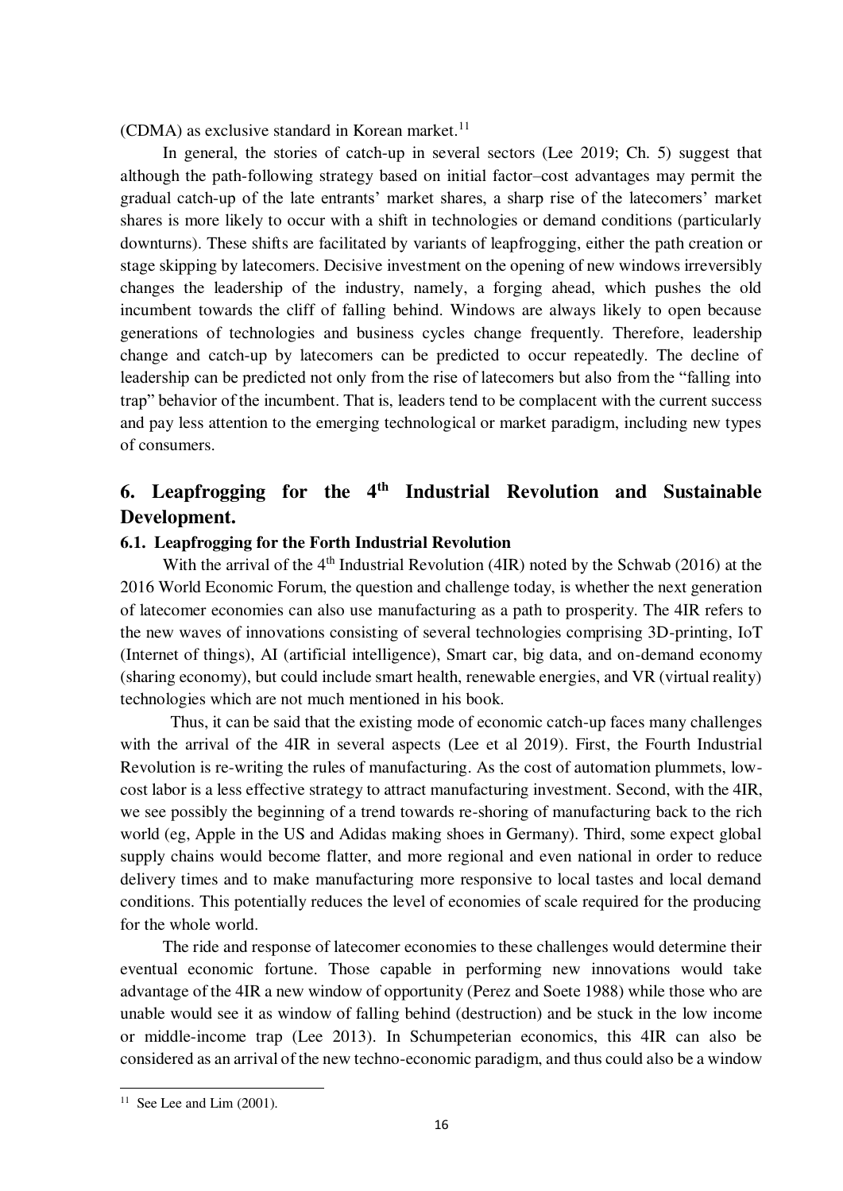(CDMA) as exclusive standard in Korean market.[11]

In general, the stories of catch-up in several sectors (Lee 2019; Ch. 5) suggest that although the path-following strategy based on initial factor–cost advantages may permit the gradual catch-up of the late entrants' market shares, a sharp rise of the latecomers' market shares is more likely to occur with a shift in technologies or demand conditions (particularly downturns). These shifts are facilitated by variants of leapfrogging, either the path creation or stage skipping by latecomers. Decisive investment on the opening of new windows irreversibly changes the leadership of the industry, namely, a forging ahead, which pushes the old incumbent towards the cliff of falling behind. Windows are always likely to open because generations of technologies and business cycles change frequently. Therefore, leadership change and catch-up by latecomers can be predicted to occur repeatedly. The decline of leadership can be predicted not only from the rise of latecomers but also from the "falling into trap" behavior of the incumbent. That is, leaders tend to be complacent with the current success and pay less attention to the emerging technological or market paradigm, including new types of consumers.

## 6. Leapfrogging for the 4th Industrial Revolution and Sustainable Development.

### 6.1. Leapfrogging for the Forth Industrial Revolution

With the arrival of the 4th Industrial Revolution (4IR) noted by the Schwab (2016) at the 2016 World Economic Forum, the question and challenge today, is whether the next generation of latecomer economies can also use manufacturing as a path to prosperity. The 4IR refers to the new waves of innovations consisting of several technologies comprising 3D-printing, IoT (Internet of things), AI (artificial intelligence), Smart car, big data, and on-demand economy (sharing economy), but could include smart health, renewable energies, and VR (virtual reality) technologies which are not much mentioned in his book.

Thus, it can be said that the existing mode of economic catch-up faces many challenges with the arrival of the 4IR in several aspects (Lee et al 2019). First, the Fourth Industrial Revolution is re-writing the rules of manufacturing. As the cost of automation plummets, low-cost labor is a less effective strategy to attract manufacturing investment. Second, with the 4IR, we see possibly the beginning of a trend towards re-shoring of manufacturing back to the rich world (eg, Apple in the US and Adidas making shoes in Germany). Third, some expect global supply chains would become flatter, and more regional and even national in order to reduce delivery times and to make manufacturing more responsive to local tastes and local demand conditions. This potentially reduces the level of economies of scale required for the producing for the whole world.

The ride and response of latecomer economies to these challenges would determine their eventual economic fortune. Those capable in performing new innovations would take advantage of the 4IR a new window of opportunity (Perez and Soete 1988) while those who are unable would see it as window of falling behind (destruction) and be stuck in the low income or middle-income trap (Lee 2013). In Schumpeterian economics, this 4IR can also be considered as an arrival of the new techno-economic paradigm, and thus could also be a window

---

[11] See Lee and Lim (2001).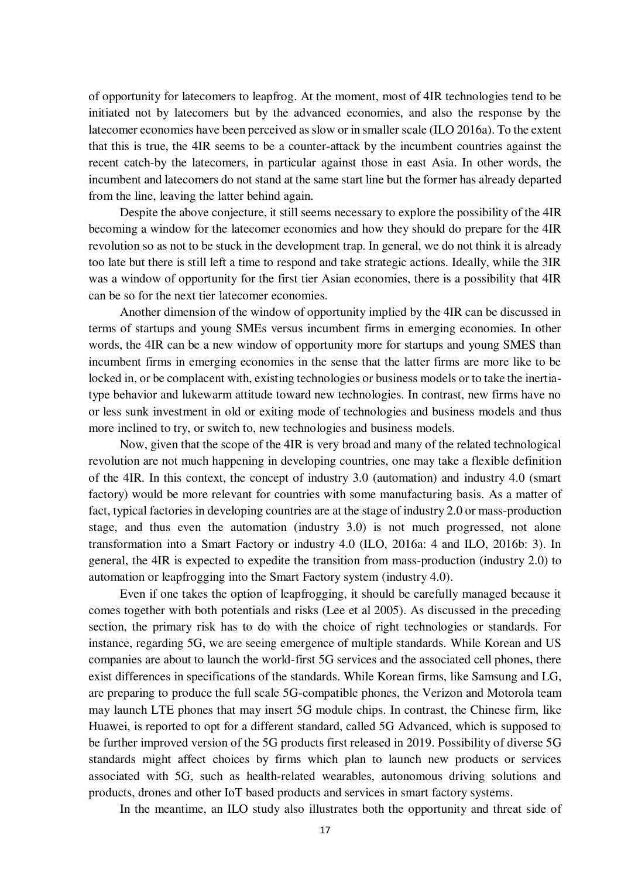of opportunity for latecomers to leapfrog. At the moment, most of 4IR technologies tend to be initiated not by latecomers but by the advanced economies, and also the response by the latecomer economies have been perceived as slow or in smaller scale (ILO 2016a). To the extent that this is true, the 4IR seems to be a counter-attack by the incumbent countries against the recent catch-by the latecomers, in particular against those in east Asia. In other words, the incumbent and latecomers do not stand at the same start line but the former has already departed from the line, leaving the latter behind again.

Despite the above conjecture, it still seems necessary to explore the possibility of the 4IR becoming a window for the latecomer economies and how they should do prepare for the 4IR revolution so as not to be stuck in the development trap. In general, we do not think it is already too late but there is still left a time to respond and take strategic actions. Ideally, while the 3IR was a window of opportunity for the first tier Asian economies, there is a possibility that 4IR can be so for the next tier latecomer economies.

Another dimension of the window of opportunity implied by the 4IR can be discussed in terms of startups and young SMEs versus incumbent firms in emerging economies. In other words, the 4IR can be a new window of opportunity more for startups and young SMES than incumbent firms in emerging economies in the sense that the latter firms are more like to be locked in, or be complacent with, existing technologies or business models or to take the inertia-type behavior and lukewarm attitude toward new technologies. In contrast, new firms have no or less sunk investment in old or exiting mode of technologies and business models and thus more inclined to try, or switch to, new technologies and business models.

Now, given that the scope of the 4IR is very broad and many of the related technological revolution are not much happening in developing countries, one may take a flexible definition of the 4IR. In this context, the concept of industry 3.0 (automation) and industry 4.0 (smart factory) would be more relevant for countries with some manufacturing basis. As a matter of fact, typical factories in developing countries are at the stage of industry 2.0 or mass-production stage, and thus even the automation (industry 3.0) is not much progressed, not alone transformation into a Smart Factory or industry 4.0 (ILO, 2016a: 4 and ILO, 2016b: 3). In general, the 4IR is expected to expedite the transition from mass-production (industry 2.0) to automation or leapfrogging into the Smart Factory system (industry 4.0).

Even if one takes the option of leapfrogging, it should be carefully managed because it comes together with both potentials and risks (Lee et al 2005). As discussed in the preceding section, the primary risk has to do with the choice of right technologies or standards. For instance, regarding 5G, we are seeing emergence of multiple standards. While Korean and US companies are about to launch the world-first 5G services and the associated cell phones, there exist differences in specifications of the standards. While Korean firms, like Samsung and LG, are preparing to produce the full scale 5G-compatible phones, the Verizon and Motorola team may launch LTE phones that may insert 5G module chips. In contrast, the Chinese firm, like Huawei, is reported to opt for a different standard, called 5G Advanced, which is supposed to be further improved version of the 5G products first released in 2019. Possibility of diverse 5G standards might affect choices by firms which plan to launch new products or services associated with 5G, such as health-related wearables, autonomous driving solutions and products, drones and other IoT based products and services in smart factory systems.

In the meantime, an ILO study also illustrates both the opportunity and threat side of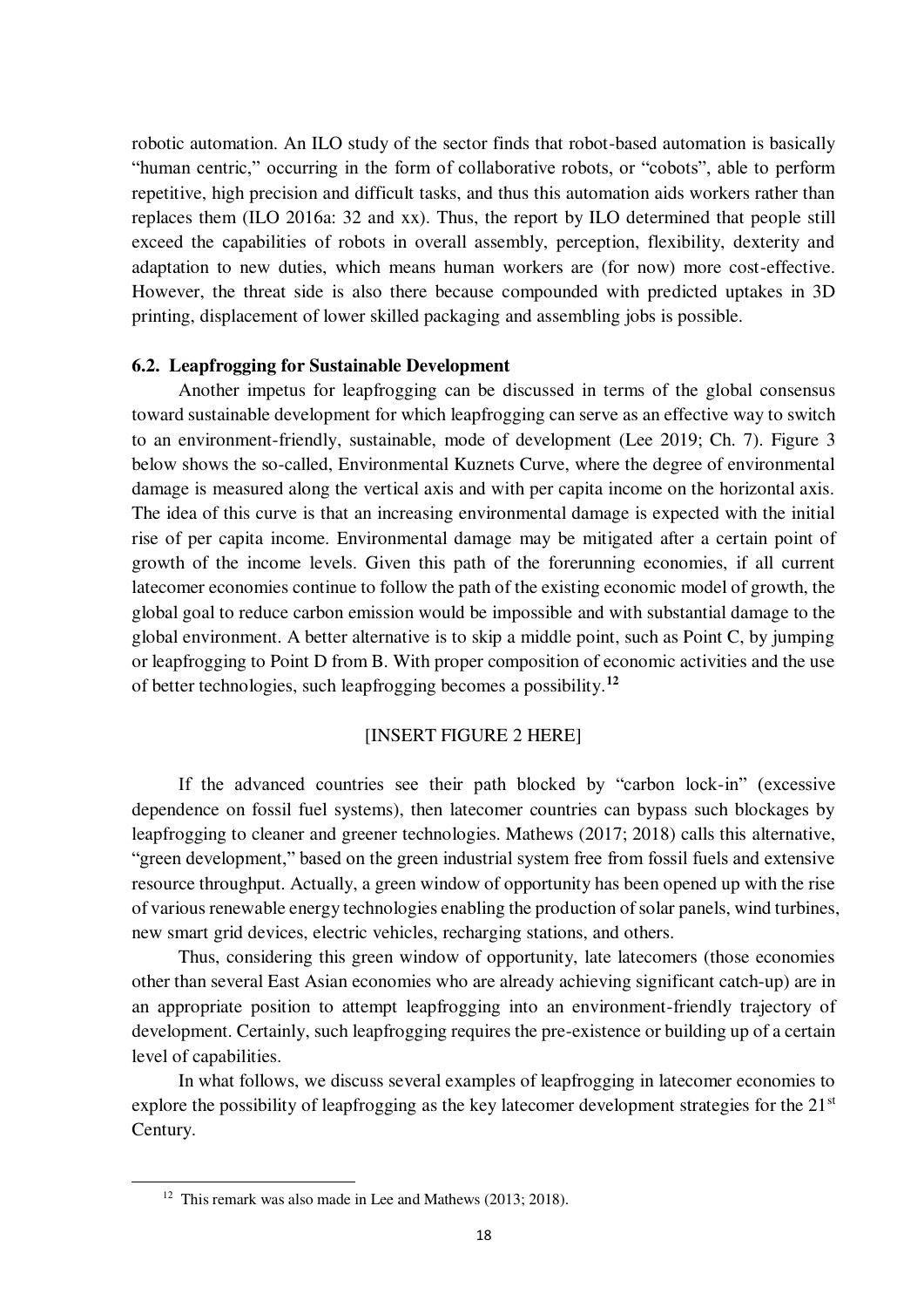robotic automation. An ILO study of the sector finds that robot-based automation is basically "human centric," occurring in the form of collaborative robots, or "cobots", able to perform repetitive, high precision and difficult tasks, and thus this automation aids workers rather than replaces them (ILO 2016a: 32 and xx). Thus, the report by ILO determined that people still exceed the capabilities of robots in overall assembly, perception, flexibility, dexterity and adaptation to new duties, which means human workers are (for now) more cost-effective. However, the threat side is also there because compounded with predicted uptakes in 3D printing, displacement of lower skilled packaging and assembling jobs is possible.

### 6.2. Leapfrogging for Sustainable Development

Another impetus for leapfrogging can be discussed in terms of the global consensus toward sustainable development for which leapfrogging can serve as an effective way to switch to an environment-friendly, sustainable, mode of development (Lee 2019; Ch. 7). Figure 3 below shows the so-called, Environmental Kuznets Curve, where the degree of environmental damage is measured along the vertical axis and with per capita income on the horizontal axis. The idea of this curve is that an increasing environmental damage is expected with the initial rise of per capita income. Environmental damage may be mitigated after a certain point of growth of the income levels. Given this path of the forerunning economies, if all current latecomer economies continue to follow the path of the existing economic model of growth, the global goal to reduce carbon emission would be impossible and with substantial damage to the global environment. A better alternative is to skip a middle point, such as Point C, by jumping or leapfrogging to Point D from B. With proper composition of economic activities and the use of better technologies, such leapfrogging becomes a possibility.[12]

[INSERT FIGURE 2 HERE]

If the advanced countries see their path blocked by "carbon lock-in" (excessive dependence on fossil fuel systems), then latecomer countries can bypass such blockages by leapfrogging to cleaner and greener technologies. Mathews (2017; 2018) calls this alternative, "green development," based on the green industrial system free from fossil fuels and extensive resource throughput. Actually, a green window of opportunity has been opened up with the rise of various renewable energy technologies enabling the production of solar panels, wind turbines, new smart grid devices, electric vehicles, recharging stations, and others.

Thus, considering this green window of opportunity, late latecomers (those economies other than several East Asian economies who are already achieving significant catch-up) are in an appropriate position to attempt leapfrogging into an environment-friendly trajectory of development. Certainly, such leapfrogging requires the pre-existence or building up of a certain level of capabilities.

In what follows, we discuss several examples of leapfrogging in latecomer economies to explore the possibility of leapfrogging as the key latecomer development strategies for the 21st Century.

[12] This remark was also made in Lee and Mathews (2013; 2018).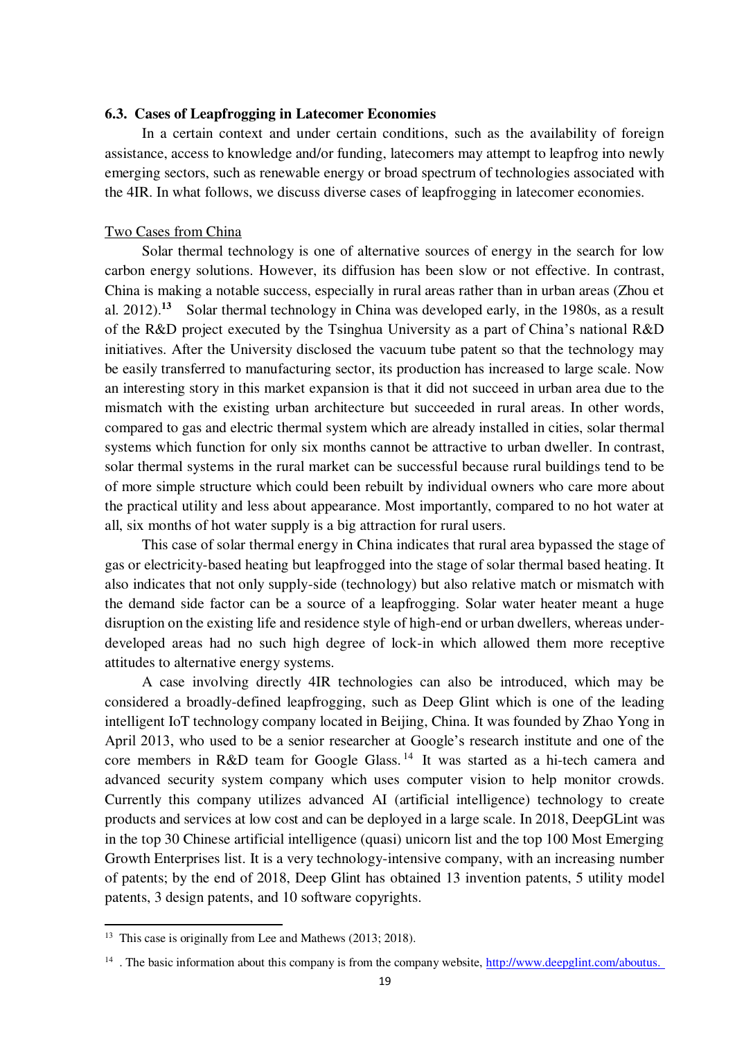### 6.3. Cases of Leapfrogging in Latecomer Economies

In a certain context and under certain conditions, such as the availability of foreign assistance, access to knowledge and/or funding, latecomers may attempt to leapfrog into newly emerging sectors, such as renewable energy or broad spectrum of technologies associated with the 4IR. In what follows, we discuss diverse cases of leapfrogging in latecomer economies.

Two Cases from China

Solar thermal technology is one of alternative sources of energy in the search for low carbon energy solutions. However, its diffusion has been slow or not effective. In contrast, China is making a notable success, especially in rural areas rather than in urban areas (Zhou et al. 2012).[13] Solar thermal technology in China was developed early, in the 1980s, as a result of the R&D project executed by the Tsinghua University as a part of China's national R&D initiatives. After the University disclosed the vacuum tube patent so that the technology may be easily transferred to manufacturing sector, its production has increased to large scale. Now an interesting story in this market expansion is that it did not succeed in urban area due to the mismatch with the existing urban architecture but succeeded in rural areas. In other words, compared to gas and electric thermal system which are already installed in cities, solar thermal systems which function for only six months cannot be attractive to urban dweller. In contrast, solar thermal systems in the rural market can be successful because rural buildings tend to be of more simple structure which could been rebuilt by individual owners who care more about the practical utility and less about appearance. Most importantly, compared to no hot water at all, six months of hot water supply is a big attraction for rural users.

This case of solar thermal energy in China indicates that rural area bypassed the stage of gas or electricity-based heating but leapfrogged into the stage of solar thermal based heating. It also indicates that not only supply-side (technology) but also relative match or mismatch with the demand side factor can be a source of a leapfrogging. Solar water heater meant a huge disruption on the existing life and residence style of high-end or urban dwellers, whereas under-developed areas had no such high degree of lock-in which allowed them more receptive attitudes to alternative energy systems.

A case involving directly 4IR technologies can also be introduced, which may be considered a broadly-defined leapfrogging, such as Deep Glint which is one of the leading intelligent IoT technology company located in Beijing, China. It was founded by Zhao Yong in April 2013, who used to be a senior researcher at Google's research institute and one of the core members in R&D team for Google Glass.[14] It was started as a hi-tech camera and advanced security system company which uses computer vision to help monitor crowds. Currently this company utilizes advanced AI (artificial intelligence) technology to create products and services at low cost and can be deployed in a large scale. In 2018, DeepGLint was in the top 30 Chinese artificial intelligence (quasi) unicorn list and the top 100 Most Emerging Growth Enterprises list. It is a very technology-intensive company, with an increasing number of patents; by the end of 2018, Deep Glint has obtained 13 invention patents, 5 utility model patents, 3 design patents, and 10 software copyrights.

---

[13] This case is originally from Lee and Mathews (2013; 2018).

[14] . The basic information about this company is from the company website, http://www.deepglint.com/aboutus.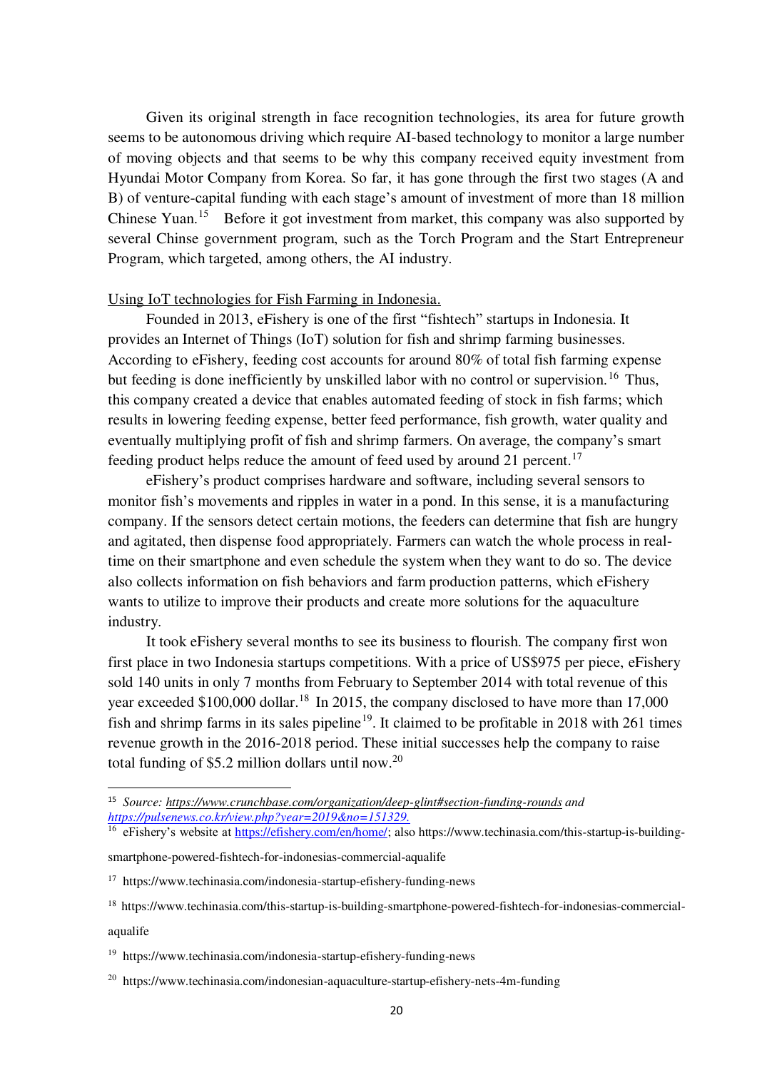Given its original strength in face recognition technologies, its area for future growth seems to be autonomous driving which require AI-based technology to monitor a large number of moving objects and that seems to be why this company received equity investment from Hyundai Motor Company from Korea. So far, it has gone through the first two stages (A and B) of venture-capital funding with each stage's amount of investment of more than 18 million Chinese Yuan.[15] Before it got investment from market, this company was also supported by several Chinse government program, such as the Torch Program and the Start Entrepreneur Program, which targeted, among others, the AI industry.

Using IoT technologies for Fish Farming in Indonesia.

Founded in 2013, eFishery is one of the first "fishtech" startups in Indonesia. It provides an Internet of Things (IoT) solution for fish and shrimp farming businesses. According to eFishery, feeding cost accounts for around 80% of total fish farming expense but feeding is done inefficiently by unskilled labor with no control or supervision.[16] Thus, this company created a device that enables automated feeding of stock in fish farms; which results in lowering feeding expense, better feed performance, fish growth, water quality and eventually multiplying profit of fish and shrimp farmers. On average, the company's smart feeding product helps reduce the amount of feed used by around 21 percent.[17]

eFishery's product comprises hardware and software, including several sensors to monitor fish's movements and ripples in water in a pond. In this sense, it is a manufacturing company. If the sensors detect certain motions, the feeders can determine that fish are hungry and agitated, then dispense food appropriately. Farmers can watch the whole process in real-time on their smartphone and even schedule the system when they want to do so. The device also collects information on fish behaviors and farm production patterns, which eFishery wants to utilize to improve their products and create more solutions for the aquaculture industry.

It took eFishery several months to see its business to flourish. The company first won first place in two Indonesia startups competitions. With a price of US$975 per piece, eFishery sold 140 units in only 7 months from February to September 2014 with total revenue of this year exceeded $100,000 dollar.[18] In 2015, the company disclosed to have more than 17,000 fish and shrimp farms in its sales pipeline[19]. It claimed to be profitable in 2018 with 261 times revenue growth in the 2016-2018 period. These initial successes help the company to raise total funding of $5.2 million dollars until now.[20]

---

[15] *Source: https://www.crunchbase.com/organization/deep-glint#section-funding-rounds and https://pulsenews.co.kr/view.php?year=2019&no=151329.*

[16] eFishery's website at https://efishery.com/en/home/; also https://www.techinasia.com/this-startup-is-building-smartphone-powered-fishtech-for-indonesias-commercial-aqualife

[17] https://www.techinasia.com/indonesia-startup-efishery-funding-news

[18] https://www.techinasia.com/this-startup-is-building-smartphone-powered-fishtech-for-indonesias-commercial-aqualife

[19] https://www.techinasia.com/indonesia-startup-efishery-funding-news

[20] https://www.techinasia.com/indonesian-aquaculture-startup-efishery-nets-4m-funding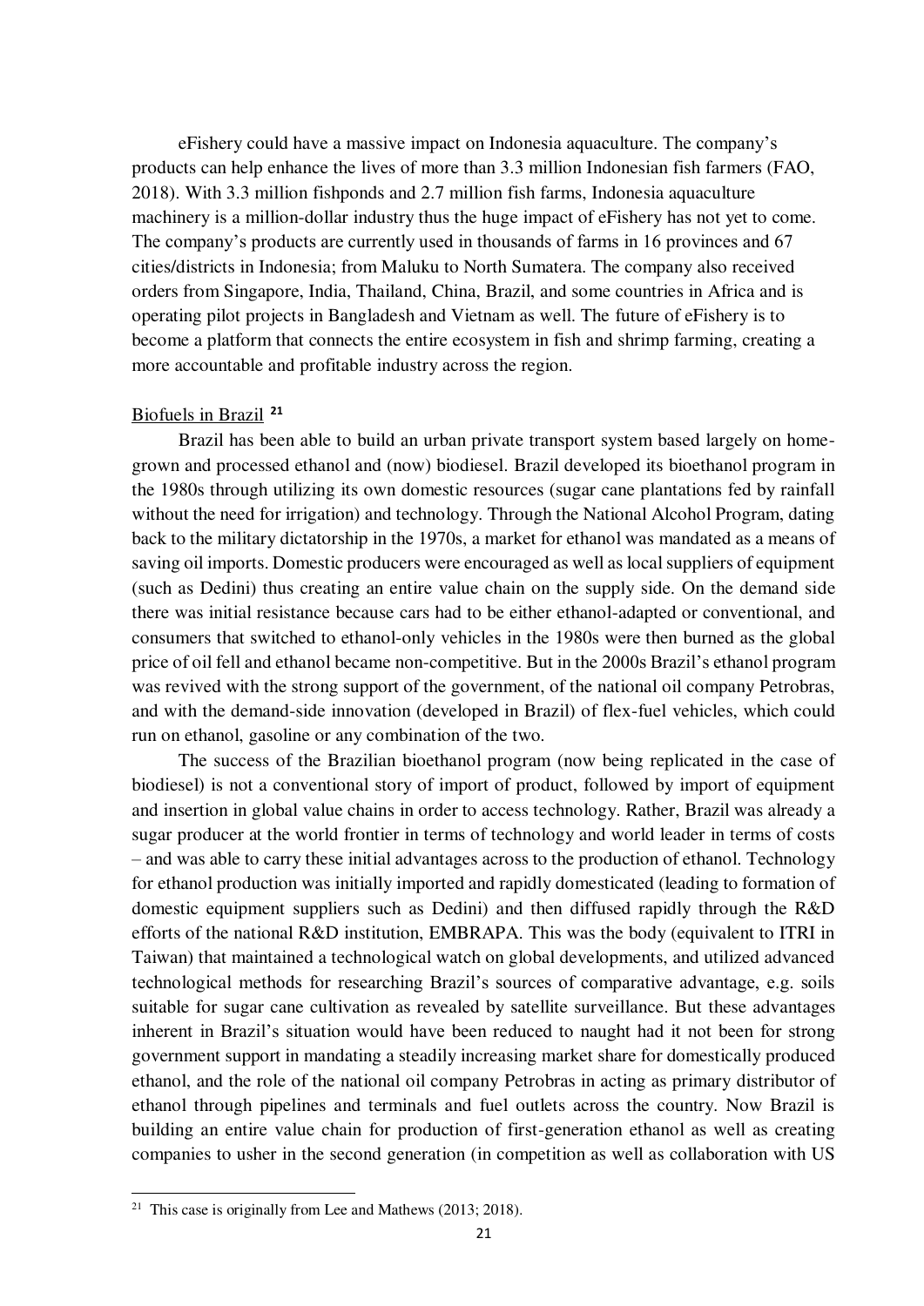eFishery could have a massive impact on Indonesia aquaculture. The company's products can help enhance the lives of more than 3.3 million Indonesian fish farmers (FAO, 2018). With 3.3 million fishponds and 2.7 million fish farms, Indonesia aquaculture machinery is a million-dollar industry thus the huge impact of eFishery has not yet to come. The company's products are currently used in thousands of farms in 16 provinces and 67 cities/districts in Indonesia; from Maluku to North Sumatera. The company also received orders from Singapore, India, Thailand, China, Brazil, and some countries in Africa and is operating pilot projects in Bangladesh and Vietnam as well. The future of eFishery is to become a platform that connects the entire ecosystem in fish and shrimp farming, creating a more accountable and profitable industry across the region.

Biofuels in Brazil [21]

Brazil has been able to build an urban private transport system based largely on home-grown and processed ethanol and (now) biodiesel. Brazil developed its bioethanol program in the 1980s through utilizing its own domestic resources (sugar cane plantations fed by rainfall without the need for irrigation) and technology. Through the National Alcohol Program, dating back to the military dictatorship in the 1970s, a market for ethanol was mandated as a means of saving oil imports. Domestic producers were encouraged as well as local suppliers of equipment (such as Dedini) thus creating an entire value chain on the supply side. On the demand side there was initial resistance because cars had to be either ethanol-adapted or conventional, and consumers that switched to ethanol-only vehicles in the 1980s were then burned as the global price of oil fell and ethanol became non-competitive. But in the 2000s Brazil's ethanol program was revived with the strong support of the government, of the national oil company Petrobras, and with the demand-side innovation (developed in Brazil) of flex-fuel vehicles, which could run on ethanol, gasoline or any combination of the two.

The success of the Brazilian bioethanol program (now being replicated in the case of biodiesel) is not a conventional story of import of product, followed by import of equipment and insertion in global value chains in order to access technology. Rather, Brazil was already a sugar producer at the world frontier in terms of technology and world leader in terms of costs – and was able to carry these initial advantages across to the production of ethanol. Technology for ethanol production was initially imported and rapidly domesticated (leading to formation of domestic equipment suppliers such as Dedini) and then diffused rapidly through the R&D efforts of the national R&D institution, EMBRAPA. This was the body (equivalent to ITRI in Taiwan) that maintained a technological watch on global developments, and utilized advanced technological methods for researching Brazil's sources of comparative advantage, e.g. soils suitable for sugar cane cultivation as revealed by satellite surveillance. But these advantages inherent in Brazil's situation would have been reduced to naught had it not been for strong government support in mandating a steadily increasing market share for domestically produced ethanol, and the role of the national oil company Petrobras in acting as primary distributor of ethanol through pipelines and terminals and fuel outlets across the country. Now Brazil is building an entire value chain for production of first-generation ethanol as well as creating companies to usher in the second generation (in competition as well as collaboration with US

[21] This case is originally from Lee and Mathews (2013; 2018).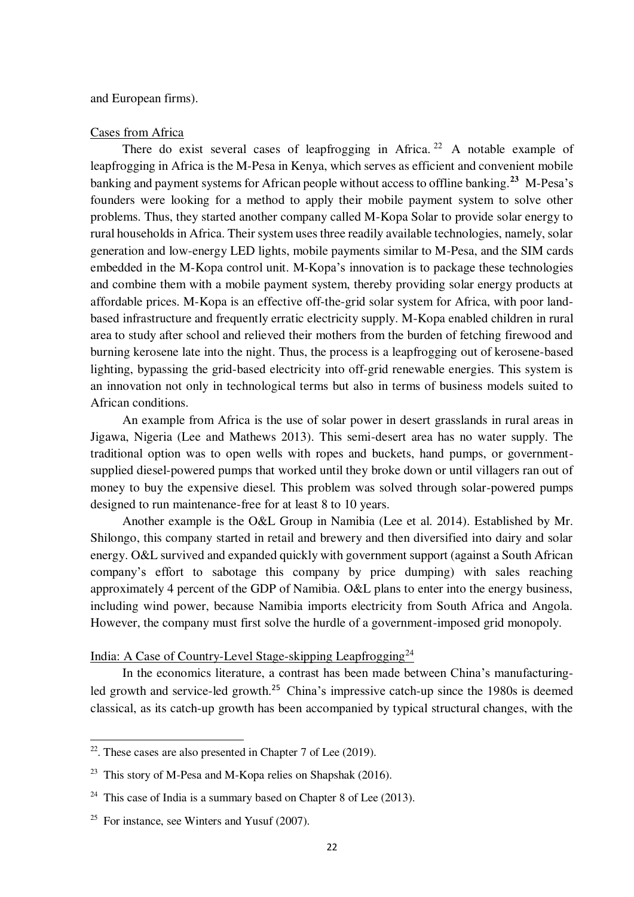and European firms).

Cases from Africa

There do exist several cases of leapfrogging in Africa.[22] A notable example of leapfrogging in Africa is the M-Pesa in Kenya, which serves as efficient and convenient mobile banking and payment systems for African people without access to offline banking.[23] M-Pesa's founders were looking for a method to apply their mobile payment system to solve other problems. Thus, they started another company called M-Kopa Solar to provide solar energy to rural households in Africa. Their system uses three readily available technologies, namely, solar generation and low-energy LED lights, mobile payments similar to M-Pesa, and the SIM cards embedded in the M-Kopa control unit. M-Kopa's innovation is to package these technologies and combine them with a mobile payment system, thereby providing solar energy products at affordable prices. M-Kopa is an effective off-the-grid solar system for Africa, with poor land-based infrastructure and frequently erratic electricity supply. M-Kopa enabled children in rural area to study after school and relieved their mothers from the burden of fetching firewood and burning kerosene late into the night. Thus, the process is a leapfrogging out of kerosene-based lighting, bypassing the grid-based electricity into off-grid renewable energies. This system is an innovation not only in technological terms but also in terms of business models suited to African conditions.

An example from Africa is the use of solar power in desert grasslands in rural areas in Jigawa, Nigeria (Lee and Mathews 2013). This semi-desert area has no water supply. The traditional option was to open wells with ropes and buckets, hand pumps, or government-supplied diesel-powered pumps that worked until they broke down or until villagers ran out of money to buy the expensive diesel. This problem was solved through solar-powered pumps designed to run maintenance-free for at least 8 to 10 years.

Another example is the O&L Group in Namibia (Lee et al. 2014). Established by Mr. Shilongo, this company started in retail and brewery and then diversified into dairy and solar energy. O&L survived and expanded quickly with government support (against a South African company's effort to sabotage this company by price dumping) with sales reaching approximately 4 percent of the GDP of Namibia. O&L plans to enter into the energy business, including wind power, because Namibia imports electricity from South Africa and Angola. However, the company must first solve the hurdle of a government-imposed grid monopoly.

India: A Case of Country-Level Stage-skipping Leapfrogging[24]

In the economics literature, a contrast has been made between China's manufacturing-led growth and service-led growth.[25] China's impressive catch-up since the 1980s is deemed classical, as its catch-up growth has been accompanied by typical structural changes, with the

---

[22]. These cases are also presented in Chapter 7 of Lee (2019).

[23] This story of M-Pesa and M-Kopa relies on Shapshak (2016).

[24] This case of India is a summary based on Chapter 8 of Lee (2013).

[25] For instance, see Winters and Yusuf (2007).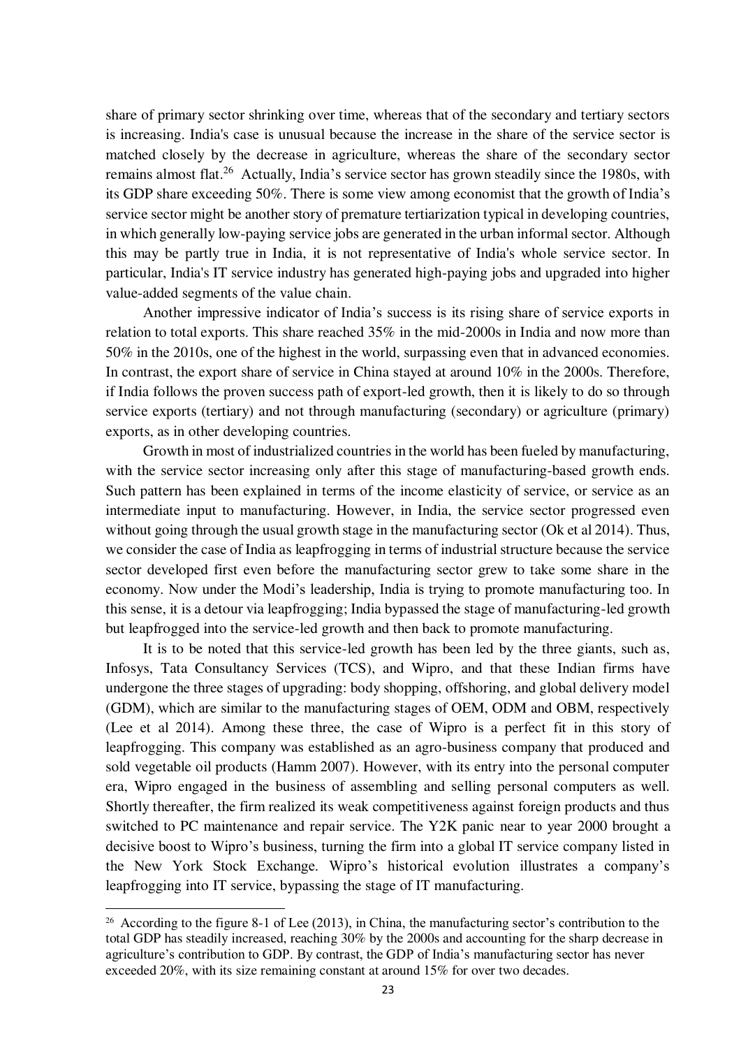share of primary sector shrinking over time, whereas that of the secondary and tertiary sectors is increasing. India's case is unusual because the increase in the share of the service sector is matched closely by the decrease in agriculture, whereas the share of the secondary sector remains almost flat.[26] Actually, India's service sector has grown steadily since the 1980s, with its GDP share exceeding 50%. There is some view among economist that the growth of India's service sector might be another story of premature tertiarization typical in developing countries, in which generally low-paying service jobs are generated in the urban informal sector. Although this may be partly true in India, it is not representative of India's whole service sector. In particular, India's IT service industry has generated high-paying jobs and upgraded into higher value-added segments of the value chain.

Another impressive indicator of India's success is its rising share of service exports in relation to total exports. This share reached 35% in the mid-2000s in India and now more than 50% in the 2010s, one of the highest in the world, surpassing even that in advanced economies. In contrast, the export share of service in China stayed at around 10% in the 2000s. Therefore, if India follows the proven success path of export-led growth, then it is likely to do so through service exports (tertiary) and not through manufacturing (secondary) or agriculture (primary) exports, as in other developing countries.

Growth in most of industrialized countries in the world has been fueled by manufacturing, with the service sector increasing only after this stage of manufacturing-based growth ends. Such pattern has been explained in terms of the income elasticity of service, or service as an intermediate input to manufacturing. However, in India, the service sector progressed even without going through the usual growth stage in the manufacturing sector (Ok et al 2014). Thus, we consider the case of India as leapfrogging in terms of industrial structure because the service sector developed first even before the manufacturing sector grew to take some share in the economy. Now under the Modi's leadership, India is trying to promote manufacturing too. In this sense, it is a detour via leapfrogging; India bypassed the stage of manufacturing-led growth but leapfrogged into the service-led growth and then back to promote manufacturing.

It is to be noted that this service-led growth has been led by the three giants, such as, Infosys, Tata Consultancy Services (TCS), and Wipro, and that these Indian firms have undergone the three stages of upgrading: body shopping, offshoring, and global delivery model (GDM), which are similar to the manufacturing stages of OEM, ODM and OBM, respectively (Lee et al 2014). Among these three, the case of Wipro is a perfect fit in this story of leapfrogging. This company was established as an agro-business company that produced and sold vegetable oil products (Hamm 2007). However, with its entry into the personal computer era, Wipro engaged in the business of assembling and selling personal computers as well. Shortly thereafter, the firm realized its weak competitiveness against foreign products and thus switched to PC maintenance and repair service. The Y2K panic near to year 2000 brought a decisive boost to Wipro's business, turning the firm into a global IT service company listed in the New York Stock Exchange. Wipro's historical evolution illustrates a company's leapfrogging into IT service, bypassing the stage of IT manufacturing.

---

[26] According to the figure 8-1 of Lee (2013), in China, the manufacturing sector's contribution to the total GDP has steadily increased, reaching 30% by the 2000s and accounting for the sharp decrease in agriculture's contribution to GDP. By contrast, the GDP of India's manufacturing sector has never exceeded 20%, with its size remaining constant at around 15% for over two decades.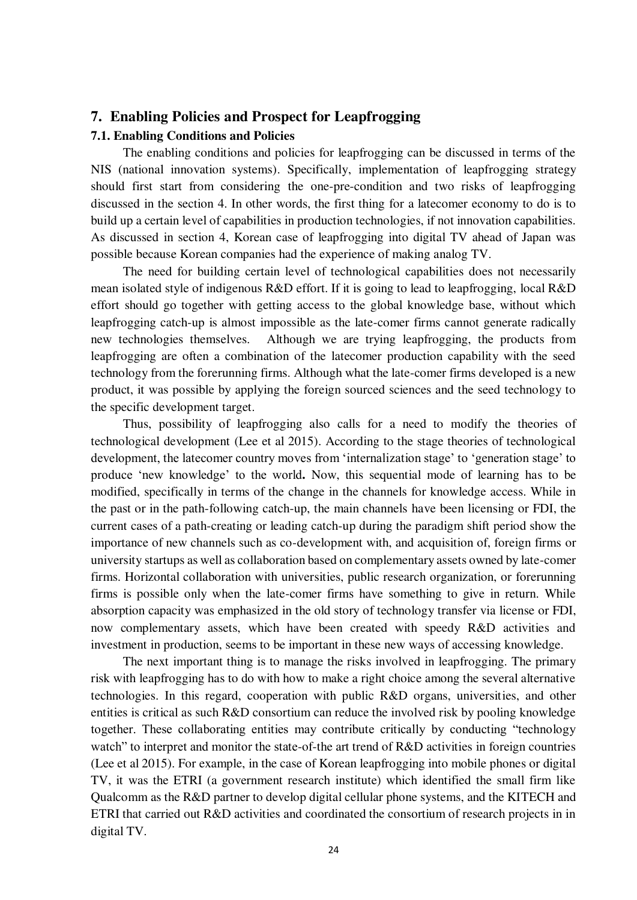## 7. Enabling Policies and Prospect for Leapfrogging

### 7.1. Enabling Conditions and Policies

The enabling conditions and policies for leapfrogging can be discussed in terms of the NIS (national innovation systems). Specifically, implementation of leapfrogging strategy should first start from considering the one-pre-condition and two risks of leapfrogging discussed in the section 4. In other words, the first thing for a latecomer economy to do is to build up a certain level of capabilities in production technologies, if not innovation capabilities. As discussed in section 4, Korean case of leapfrogging into digital TV ahead of Japan was possible because Korean companies had the experience of making analog TV.

The need for building certain level of technological capabilities does not necessarily mean isolated style of indigenous R&D effort. If it is going to lead to leapfrogging, local R&D effort should go together with getting access to the global knowledge base, without which leapfrogging catch-up is almost impossible as the late-comer firms cannot generate radically new technologies themselves. Although we are trying leapfrogging, the products from leapfrogging are often a combination of the latecomer production capability with the seed technology from the forerunning firms. Although what the late-comer firms developed is a new product, it was possible by applying the foreign sourced sciences and the seed technology to the specific development target.

Thus, possibility of leapfrogging also calls for a need to modify the theories of technological development (Lee et al 2015). According to the stage theories of technological development, the latecomer country moves from 'internalization stage' to 'generation stage' to produce 'new knowledge' to the world**.** Now, this sequential mode of learning has to be modified, specifically in terms of the change in the channels for knowledge access. While in the past or in the path-following catch-up, the main channels have been licensing or FDI, the current cases of a path-creating or leading catch-up during the paradigm shift period show the importance of new channels such as co-development with, and acquisition of, foreign firms or university startups as well as collaboration based on complementary assets owned by late-comer firms. Horizontal collaboration with universities, public research organization, or forerunning firms is possible only when the late-comer firms have something to give in return. While absorption capacity was emphasized in the old story of technology transfer via license or FDI, now complementary assets, which have been created with speedy R&D activities and investment in production, seems to be important in these new ways of accessing knowledge.

The next important thing is to manage the risks involved in leapfrogging. The primary risk with leapfrogging has to do with how to make a right choice among the several alternative technologies. In this regard, cooperation with public R&D organs, universities, and other entities is critical as such R&D consortium can reduce the involved risk by pooling knowledge together. These collaborating entities may contribute critically by conducting "technology watch" to interpret and monitor the state-of-the art trend of R&D activities in foreign countries (Lee et al 2015). For example, in the case of Korean leapfrogging into mobile phones or digital TV, it was the ETRI (a government research institute) which identified the small firm like Qualcomm as the R&D partner to develop digital cellular phone systems, and the KITECH and ETRI that carried out R&D activities and coordinated the consortium of research projects in in digital TV.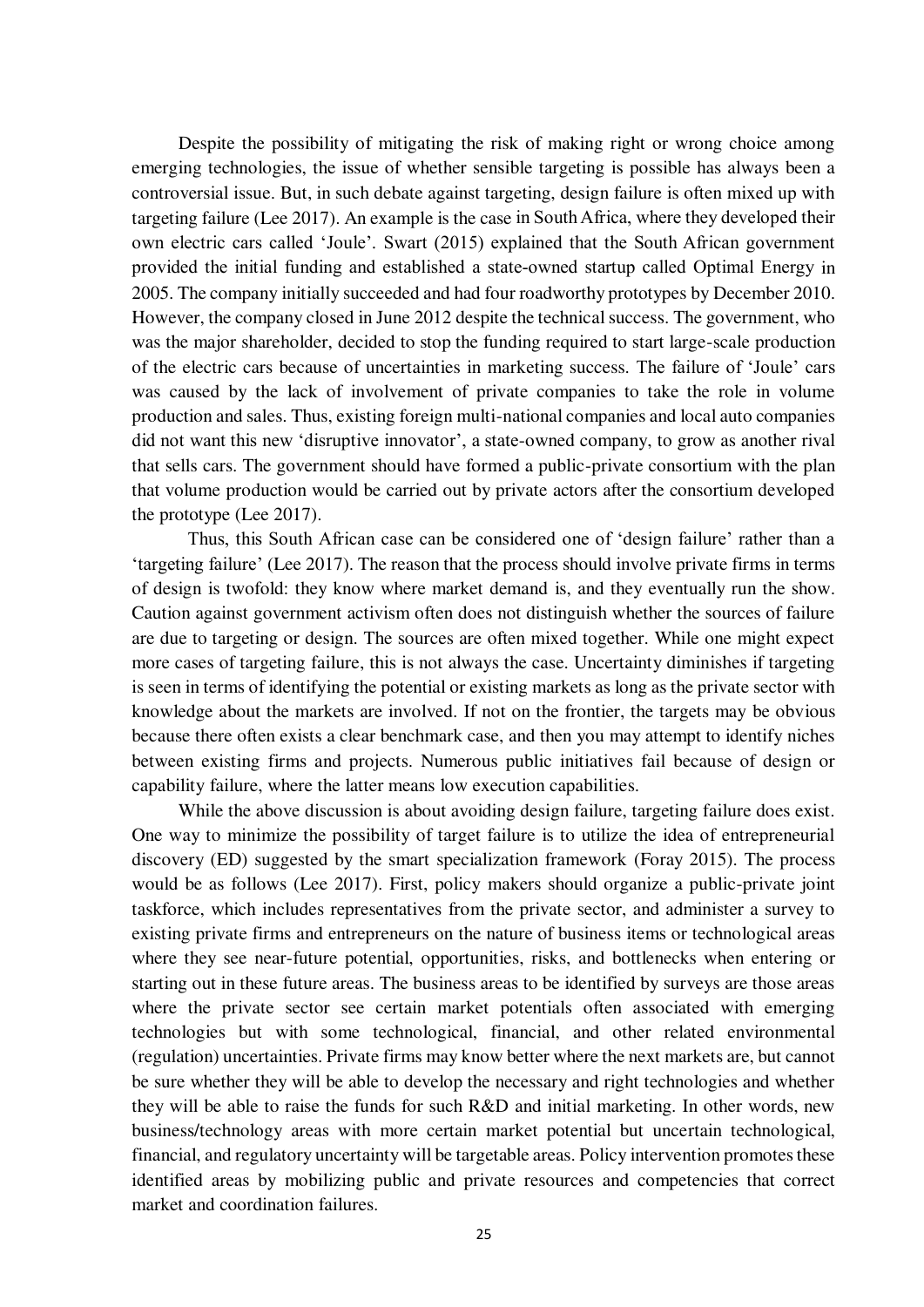Despite the possibility of mitigating the risk of making right or wrong choice among emerging technologies, the issue of whether sensible targeting is possible has always been a controversial issue. But, in such debate against targeting, design failure is often mixed up with targeting failure (Lee 2017). An example is the case in South Africa, where they developed their own electric cars called 'Joule'. Swart (2015) explained that the South African government provided the initial funding and established a state-owned startup called Optimal Energy in 2005. The company initially succeeded and had four roadworthy prototypes by December 2010. However, the company closed in June 2012 despite the technical success. The government, who was the major shareholder, decided to stop the funding required to start large-scale production of the electric cars because of uncertainties in marketing success. The failure of 'Joule' cars was caused by the lack of involvement of private companies to take the role in volume production and sales. Thus, existing foreign multi-national companies and local auto companies did not want this new 'disruptive innovator', a state-owned company, to grow as another rival that sells cars. The government should have formed a public-private consortium with the plan that volume production would be carried out by private actors after the consortium developed the prototype (Lee 2017).

Thus, this South African case can be considered one of 'design failure' rather than a 'targeting failure' (Lee 2017). The reason that the process should involve private firms in terms of design is twofold: they know where market demand is, and they eventually run the show. Caution against government activism often does not distinguish whether the sources of failure are due to targeting or design. The sources are often mixed together. While one might expect more cases of targeting failure, this is not always the case. Uncertainty diminishes if targeting is seen in terms of identifying the potential or existing markets as long as the private sector with knowledge about the markets are involved. If not on the frontier, the targets may be obvious because there often exists a clear benchmark case, and then you may attempt to identify niches between existing firms and projects. Numerous public initiatives fail because of design or capability failure, where the latter means low execution capabilities.

While the above discussion is about avoiding design failure, targeting failure does exist. One way to minimize the possibility of target failure is to utilize the idea of entrepreneurial discovery (ED) suggested by the smart specialization framework (Foray 2015). The process would be as follows (Lee 2017). First, policy makers should organize a public-private joint taskforce, which includes representatives from the private sector, and administer a survey to existing private firms and entrepreneurs on the nature of business items or technological areas where they see near-future potential, opportunities, risks, and bottlenecks when entering or starting out in these future areas. The business areas to be identified by surveys are those areas where the private sector see certain market potentials often associated with emerging technologies but with some technological, financial, and other related environmental (regulation) uncertainties. Private firms may know better where the next markets are, but cannot be sure whether they will be able to develop the necessary and right technologies and whether they will be able to raise the funds for such R&D and initial marketing. In other words, new business/technology areas with more certain market potential but uncertain technological, financial, and regulatory uncertainty will be targetable areas. Policy intervention promotes these identified areas by mobilizing public and private resources and competencies that correct market and coordination failures.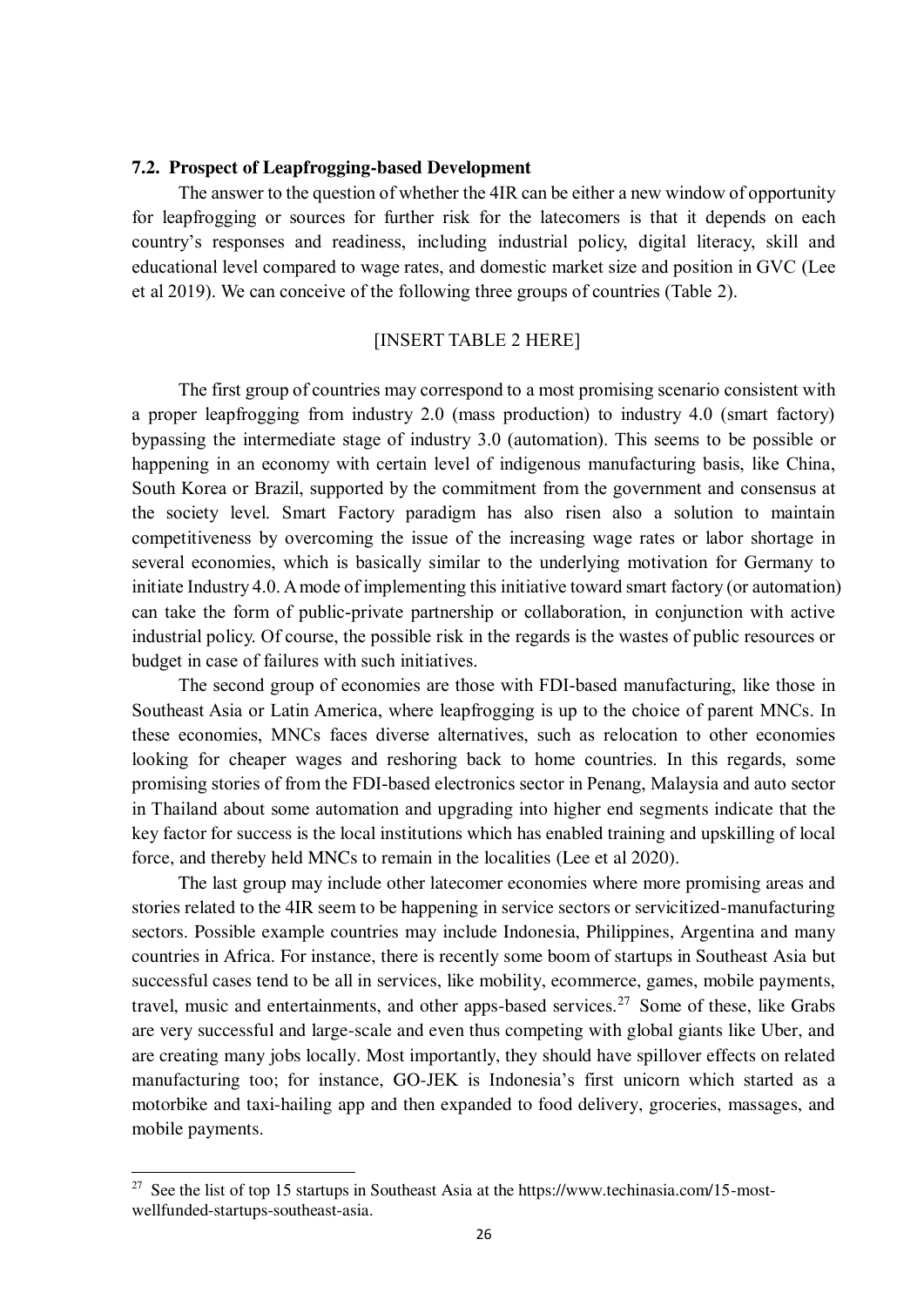### 7.2. Prospect of Leapfrogging-based Development

The answer to the question of whether the 4IR can be either a new window of opportunity for leapfrogging or sources for further risk for the latecomers is that it depends on each country's responses and readiness, including industrial policy, digital literacy, skill and educational level compared to wage rates, and domestic market size and position in GVC (Lee et al 2019). We can conceive of the following three groups of countries (Table 2).

[INSERT TABLE 2 HERE]

The first group of countries may correspond to a most promising scenario consistent with a proper leapfrogging from industry 2.0 (mass production) to industry 4.0 (smart factory) bypassing the intermediate stage of industry 3.0 (automation). This seems to be possible or happening in an economy with certain level of indigenous manufacturing basis, like China, South Korea or Brazil, supported by the commitment from the government and consensus at the society level. Smart Factory paradigm has also risen also a solution to maintain competitiveness by overcoming the issue of the increasing wage rates or labor shortage in several economies, which is basically similar to the underlying motivation for Germany to initiate Industry 4.0. A mode of implementing this initiative toward smart factory (or automation) can take the form of public-private partnership or collaboration, in conjunction with active industrial policy. Of course, the possible risk in the regards is the wastes of public resources or budget in case of failures with such initiatives.

The second group of economies are those with FDI-based manufacturing, like those in Southeast Asia or Latin America, where leapfrogging is up to the choice of parent MNCs. In these economies, MNCs faces diverse alternatives, such as relocation to other economies looking for cheaper wages and reshoring back to home countries. In this regards, some promising stories of from the FDI-based electronics sector in Penang, Malaysia and auto sector in Thailand about some automation and upgrading into higher end segments indicate that the key factor for success is the local institutions which has enabled training and upskilling of local force, and thereby held MNCs to remain in the localities (Lee et al 2020).

The last group may include other latecomer economies where more promising areas and stories related to the 4IR seem to be happening in service sectors or servicitized-manufacturing sectors. Possible example countries may include Indonesia, Philippines, Argentina and many countries in Africa. For instance, there is recently some boom of startups in Southeast Asia but successful cases tend to be all in services, like mobility, ecommerce, games, mobile payments, travel, music and entertainments, and other apps-based services.[27] Some of these, like Grabs are very successful and large-scale and even thus competing with global giants like Uber, and are creating many jobs locally. Most importantly, they should have spillover effects on related manufacturing too; for instance, GO-JEK is Indonesia's first unicorn which started as a motorbike and taxi-hailing app and then expanded to food delivery, groceries, massages, and mobile payments.

[27] See the list of top 15 startups in Southeast Asia at the https://www.techinasia.com/15-most-wellfunded-startups-southeast-asia.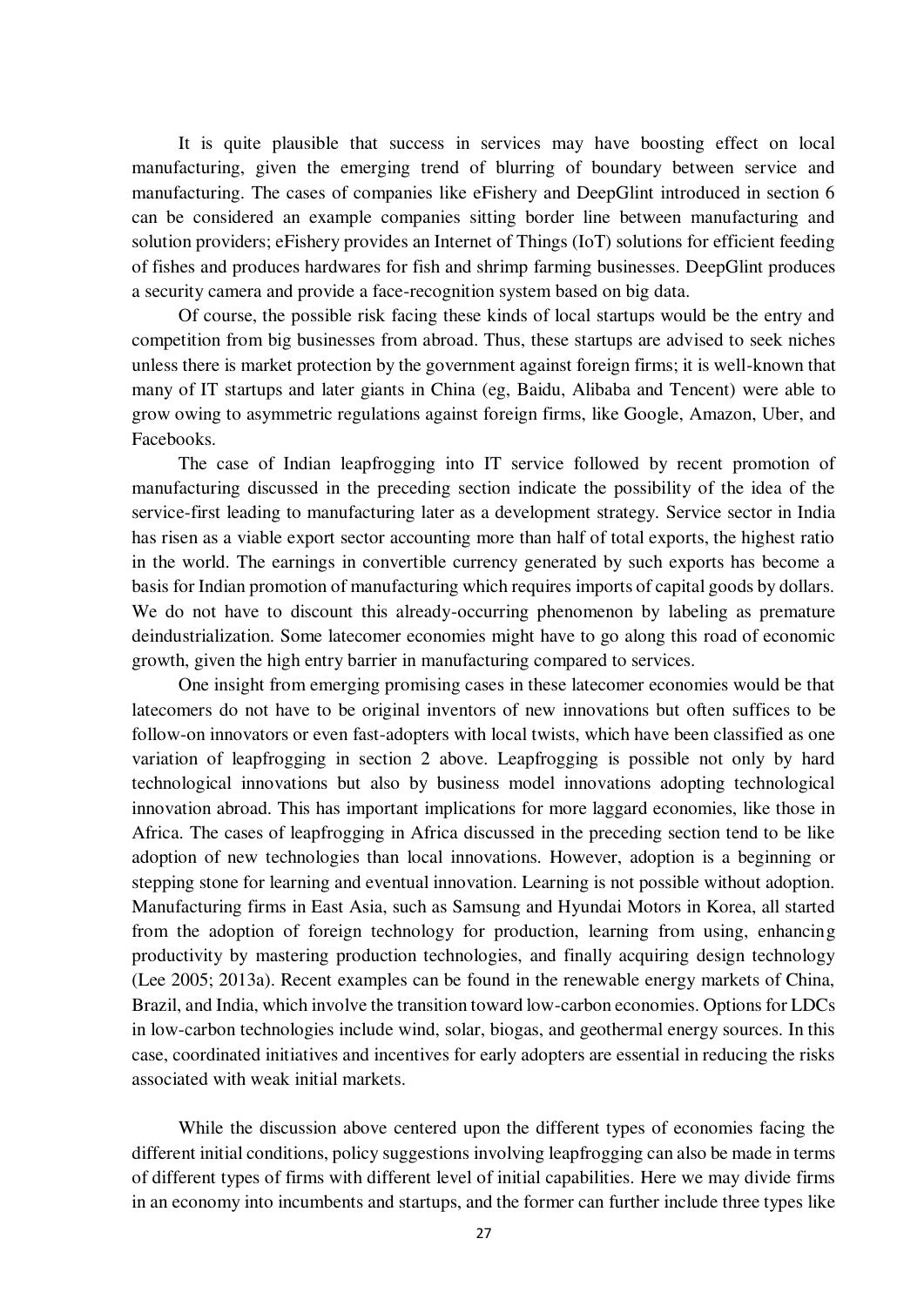It is quite plausible that success in services may have boosting effect on local manufacturing, given the emerging trend of blurring of boundary between service and manufacturing. The cases of companies like eFishery and DeepGlint introduced in section 6 can be considered an example companies sitting border line between manufacturing and solution providers; eFishery provides an Internet of Things (IoT) solutions for efficient feeding of fishes and produces hardwares for fish and shrimp farming businesses. DeepGlint produces a security camera and provide a face-recognition system based on big data.

Of course, the possible risk facing these kinds of local startups would be the entry and competition from big businesses from abroad. Thus, these startups are advised to seek niches unless there is market protection by the government against foreign firms; it is well-known that many of IT startups and later giants in China (eg, Baidu, Alibaba and Tencent) were able to grow owing to asymmetric regulations against foreign firms, like Google, Amazon, Uber, and Facebooks.

The case of Indian leapfrogging into IT service followed by recent promotion of manufacturing discussed in the preceding section indicate the possibility of the idea of the service-first leading to manufacturing later as a development strategy. Service sector in India has risen as a viable export sector accounting more than half of total exports, the highest ratio in the world. The earnings in convertible currency generated by such exports has become a basis for Indian promotion of manufacturing which requires imports of capital goods by dollars. We do not have to discount this already-occurring phenomenon by labeling as premature deindustrialization. Some latecomer economies might have to go along this road of economic growth, given the high entry barrier in manufacturing compared to services.

One insight from emerging promising cases in these latecomer economies would be that latecomers do not have to be original inventors of new innovations but often suffices to be follow-on innovators or even fast-adopters with local twists, which have been classified as one variation of leapfrogging in section 2 above. Leapfrogging is possible not only by hard technological innovations but also by business model innovations adopting technological innovation abroad. This has important implications for more laggard economies, like those in Africa. The cases of leapfrogging in Africa discussed in the preceding section tend to be like adoption of new technologies than local innovations. However, adoption is a beginning or stepping stone for learning and eventual innovation. Learning is not possible without adoption. Manufacturing firms in East Asia, such as Samsung and Hyundai Motors in Korea, all started from the adoption of foreign technology for production, learning from using, enhancing productivity by mastering production technologies, and finally acquiring design technology (Lee 2005; 2013a). Recent examples can be found in the renewable energy markets of China, Brazil, and India, which involve the transition toward low-carbon economies. Options for LDCs in low-carbon technologies include wind, solar, biogas, and geothermal energy sources. In this case, coordinated initiatives and incentives for early adopters are essential in reducing the risks associated with weak initial markets.

While the discussion above centered upon the different types of economies facing the different initial conditions, policy suggestions involving leapfrogging can also be made in terms of different types of firms with different level of initial capabilities. Here we may divide firms in an economy into incumbents and startups, and the former can further include three types like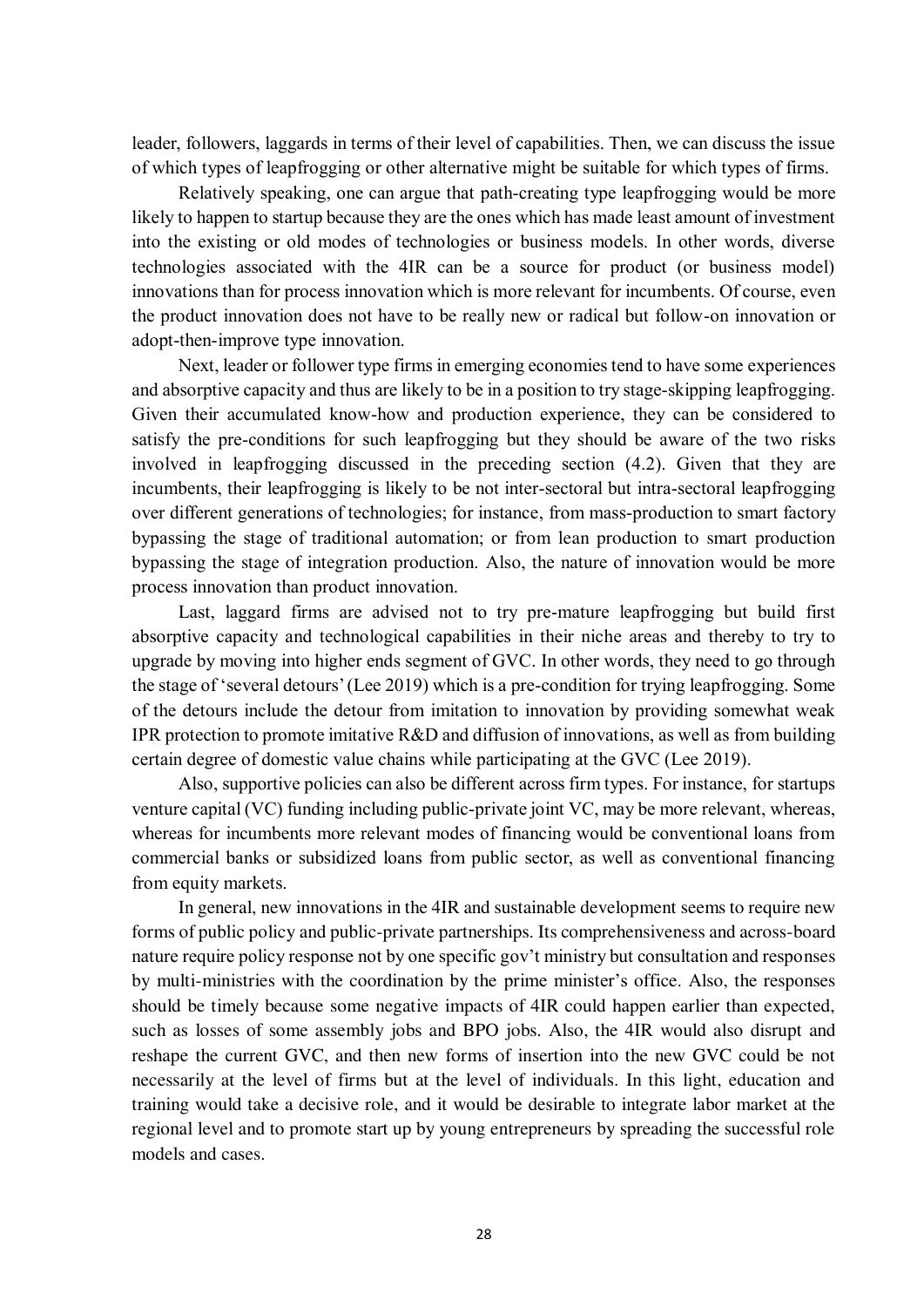leader, followers, laggards in terms of their level of capabilities. Then, we can discuss the issue of which types of leapfrogging or other alternative might be suitable for which types of firms.

Relatively speaking, one can argue that path-creating type leapfrogging would be more likely to happen to startup because they are the ones which has made least amount of investment into the existing or old modes of technologies or business models. In other words, diverse technologies associated with the 4IR can be a source for product (or business model) innovations than for process innovation which is more relevant for incumbents. Of course, even the product innovation does not have to be really new or radical but follow-on innovation or adopt-then-improve type innovation.

Next, leader or follower type firms in emerging economies tend to have some experiences and absorptive capacity and thus are likely to be in a position to try stage-skipping leapfrogging. Given their accumulated know-how and production experience, they can be considered to satisfy the pre-conditions for such leapfrogging but they should be aware of the two risks involved in leapfrogging discussed in the preceding section (4.2). Given that they are incumbents, their leapfrogging is likely to be not inter-sectoral but intra-sectoral leapfrogging over different generations of technologies; for instance, from mass-production to smart factory bypassing the stage of traditional automation; or from lean production to smart production bypassing the stage of integration production. Also, the nature of innovation would be more process innovation than product innovation.

Last, laggard firms are advised not to try pre-mature leapfrogging but build first absorptive capacity and technological capabilities in their niche areas and thereby to try to upgrade by moving into higher ends segment of GVC. In other words, they need to go through the stage of 'several detours' (Lee 2019) which is a pre-condition for trying leapfrogging. Some of the detours include the detour from imitation to innovation by providing somewhat weak IPR protection to promote imitative R&D and diffusion of innovations, as well as from building certain degree of domestic value chains while participating at the GVC (Lee 2019).

Also, supportive policies can also be different across firm types. For instance, for startups venture capital (VC) funding including public-private joint VC, may be more relevant, whereas, whereas for incumbents more relevant modes of financing would be conventional loans from commercial banks or subsidized loans from public sector, as well as conventional financing from equity markets.

In general, new innovations in the 4IR and sustainable development seems to require new forms of public policy and public-private partnerships. Its comprehensiveness and across-board nature require policy response not by one specific gov't ministry but consultation and responses by multi-ministries with the coordination by the prime minister's office. Also, the responses should be timely because some negative impacts of 4IR could happen earlier than expected, such as losses of some assembly jobs and BPO jobs. Also, the 4IR would also disrupt and reshape the current GVC, and then new forms of insertion into the new GVC could be not necessarily at the level of firms but at the level of individuals. In this light, education and training would take a decisive role, and it would be desirable to integrate labor market at the regional level and to promote start up by young entrepreneurs by spreading the successful role models and cases.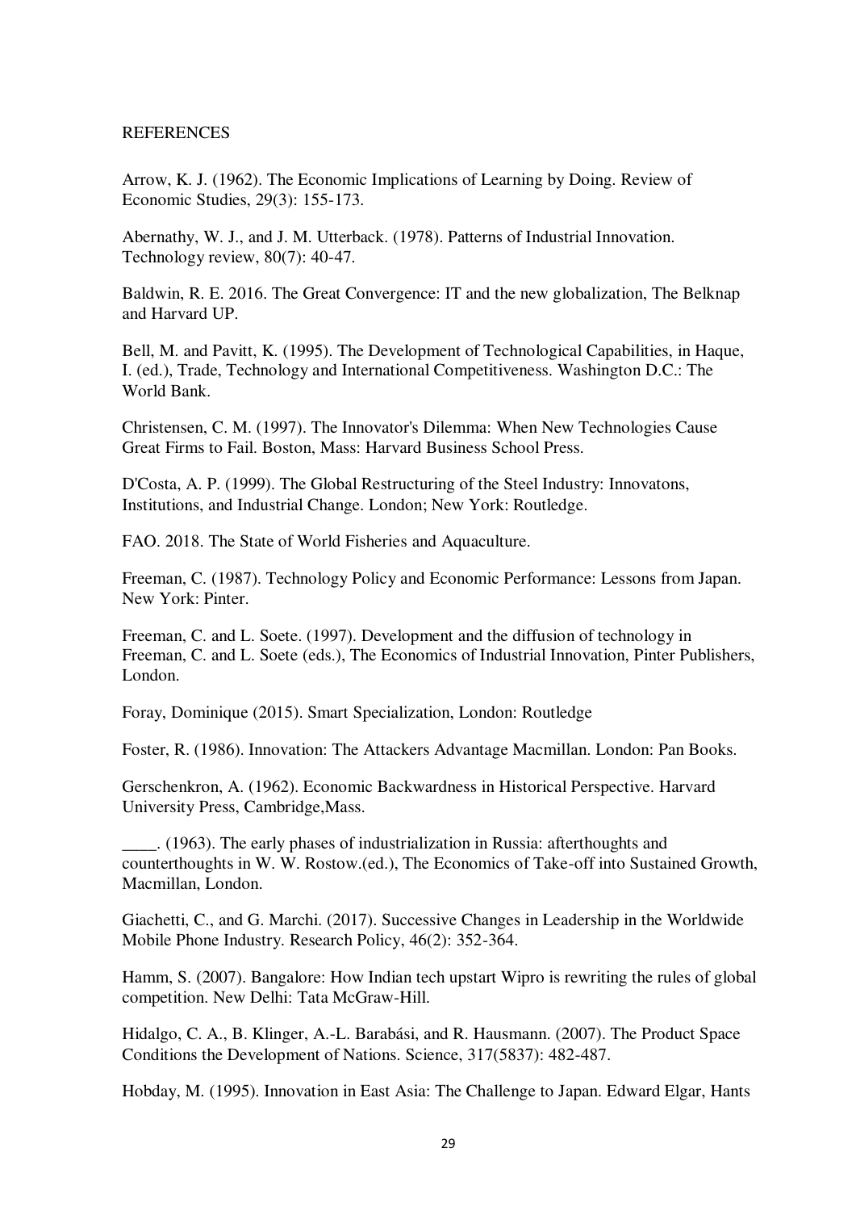REFERENCES

Arrow, K. J. (1962). The Economic Implications of Learning by Doing. Review of Economic Studies, 29(3): 155-173.

Abernathy, W. J., and J. M. Utterback. (1978). Patterns of Industrial Innovation. Technology review, 80(7): 40-47.

Baldwin, R. E. 2016. The Great Convergence: IT and the new globalization, The Belknap and Harvard UP.

Bell, M. and Pavitt, K. (1995). The Development of Technological Capabilities, in Haque, I. (ed.), Trade, Technology and International Competitiveness. Washington D.C.: The World Bank.

Christensen, C. M. (1997). The Innovator's Dilemma: When New Technologies Cause Great Firms to Fail. Boston, Mass: Harvard Business School Press.

D'Costa, A. P. (1999). The Global Restructuring of the Steel Industry: Innovatons, Institutions, and Industrial Change. London; New York: Routledge.

FAO. 2018. The State of World Fisheries and Aquaculture.

Freeman, C. (1987). Technology Policy and Economic Performance: Lessons from Japan. New York: Pinter.

Freeman, C. and L. Soete. (1997). Development and the diffusion of technology in Freeman, C. and L. Soete (eds.), The Economics of Industrial Innovation, Pinter Publishers, London.

Foray, Dominique (2015). Smart Specialization, London: Routledge

Foster, R. (1986). Innovation: The Attackers Advantage Macmillan. London: Pan Books.

Gerschenkron, A. (1962). Economic Backwardness in Historical Perspective. Harvard University Press, Cambridge,Mass.

____. (1963). The early phases of industrialization in Russia: afterthoughts and counterthoughts in W. W. Rostow.(ed.), The Economics of Take-off into Sustained Growth, Macmillan, London.

Giachetti, C., and G. Marchi. (2017). Successive Changes in Leadership in the Worldwide Mobile Phone Industry. Research Policy, 46(2): 352-364.

Hamm, S. (2007). Bangalore: How Indian tech upstart Wipro is rewriting the rules of global competition. New Delhi: Tata McGraw-Hill.

Hidalgo, C. A., B. Klinger, A.-L. Barabási, and R. Hausmann. (2007). The Product Space Conditions the Development of Nations. Science, 317(5837): 482-487.

Hobday, M. (1995). Innovation in East Asia: The Challenge to Japan. Edward Elgar, Hants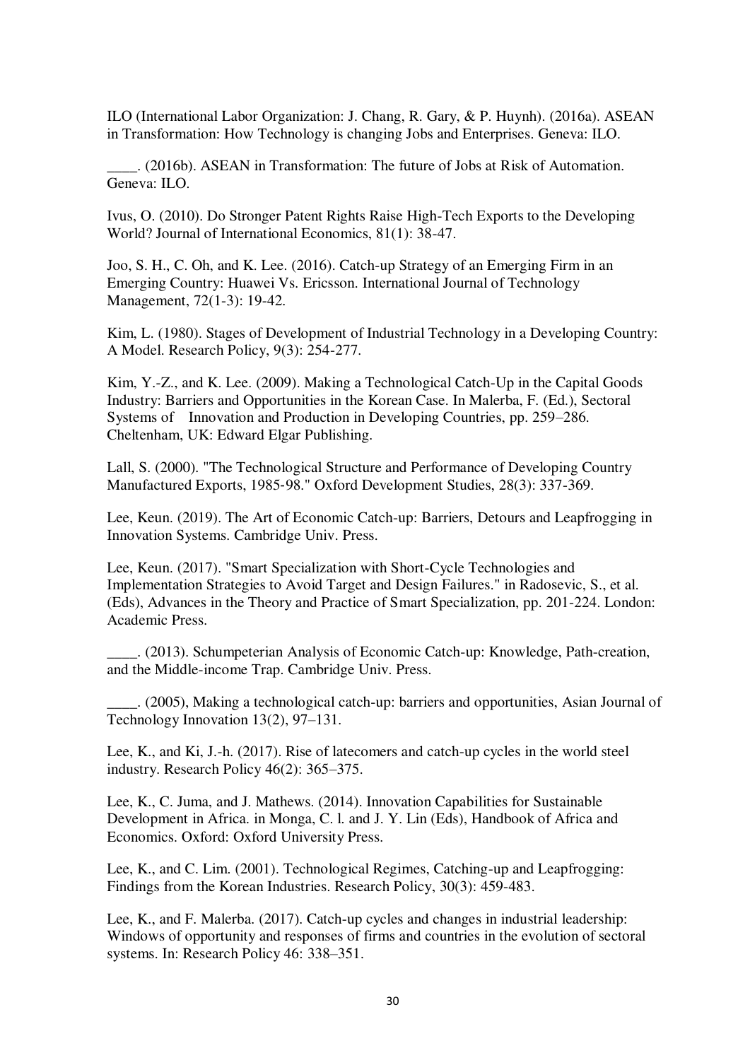ILO (International Labor Organization: J. Chang, R. Gary, & P. Huynh). (2016a). ASEAN in Transformation: How Technology is changing Jobs and Enterprises. Geneva: ILO.

____. (2016b). ASEAN in Transformation: The future of Jobs at Risk of Automation. Geneva: ILO.

Ivus, O. (2010). Do Stronger Patent Rights Raise High-Tech Exports to the Developing World? Journal of International Economics, 81(1): 38-47.

Joo, S. H., C. Oh, and K. Lee. (2016). Catch-up Strategy of an Emerging Firm in an Emerging Country: Huawei Vs. Ericsson. International Journal of Technology Management, 72(1-3): 19-42.

Kim, L. (1980). Stages of Development of Industrial Technology in a Developing Country: A Model. Research Policy, 9(3): 254-277.

Kim, Y.-Z., and K. Lee. (2009). Making a Technological Catch-Up in the Capital Goods Industry: Barriers and Opportunities in the Korean Case. In Malerba, F. (Ed.), Sectoral Systems of Innovation and Production in Developing Countries, pp. 259–286. Cheltenham, UK: Edward Elgar Publishing.

Lall, S. (2000). "The Technological Structure and Performance of Developing Country Manufactured Exports, 1985-98." Oxford Development Studies, 28(3): 337-369.

Lee, Keun. (2019). The Art of Economic Catch-up: Barriers, Detours and Leapfrogging in Innovation Systems. Cambridge Univ. Press.

Lee, Keun. (2017). "Smart Specialization with Short-Cycle Technologies and Implementation Strategies to Avoid Target and Design Failures." in Radosevic, S., et al. (Eds), Advances in the Theory and Practice of Smart Specialization, pp. 201-224. London: Academic Press.

____. (2013). Schumpeterian Analysis of Economic Catch-up: Knowledge, Path-creation, and the Middle-income Trap. Cambridge Univ. Press.

____. (2005), Making a technological catch-up: barriers and opportunities, Asian Journal of Technology Innovation 13(2), 97–131.

Lee, K., and Ki, J.-h. (2017). Rise of latecomers and catch-up cycles in the world steel industry. Research Policy 46(2): 365–375.

Lee, K., C. Juma, and J. Mathews. (2014). Innovation Capabilities for Sustainable Development in Africa. in Monga, C. l. and J. Y. Lin (Eds), Handbook of Africa and Economics. Oxford: Oxford University Press.

Lee, K., and C. Lim. (2001). Technological Regimes, Catching-up and Leapfrogging: Findings from the Korean Industries. Research Policy, 30(3): 459-483.

Lee, K., and F. Malerba. (2017). Catch-up cycles and changes in industrial leadership: Windows of opportunity and responses of firms and countries in the evolution of sectoral systems. In: Research Policy 46: 338–351.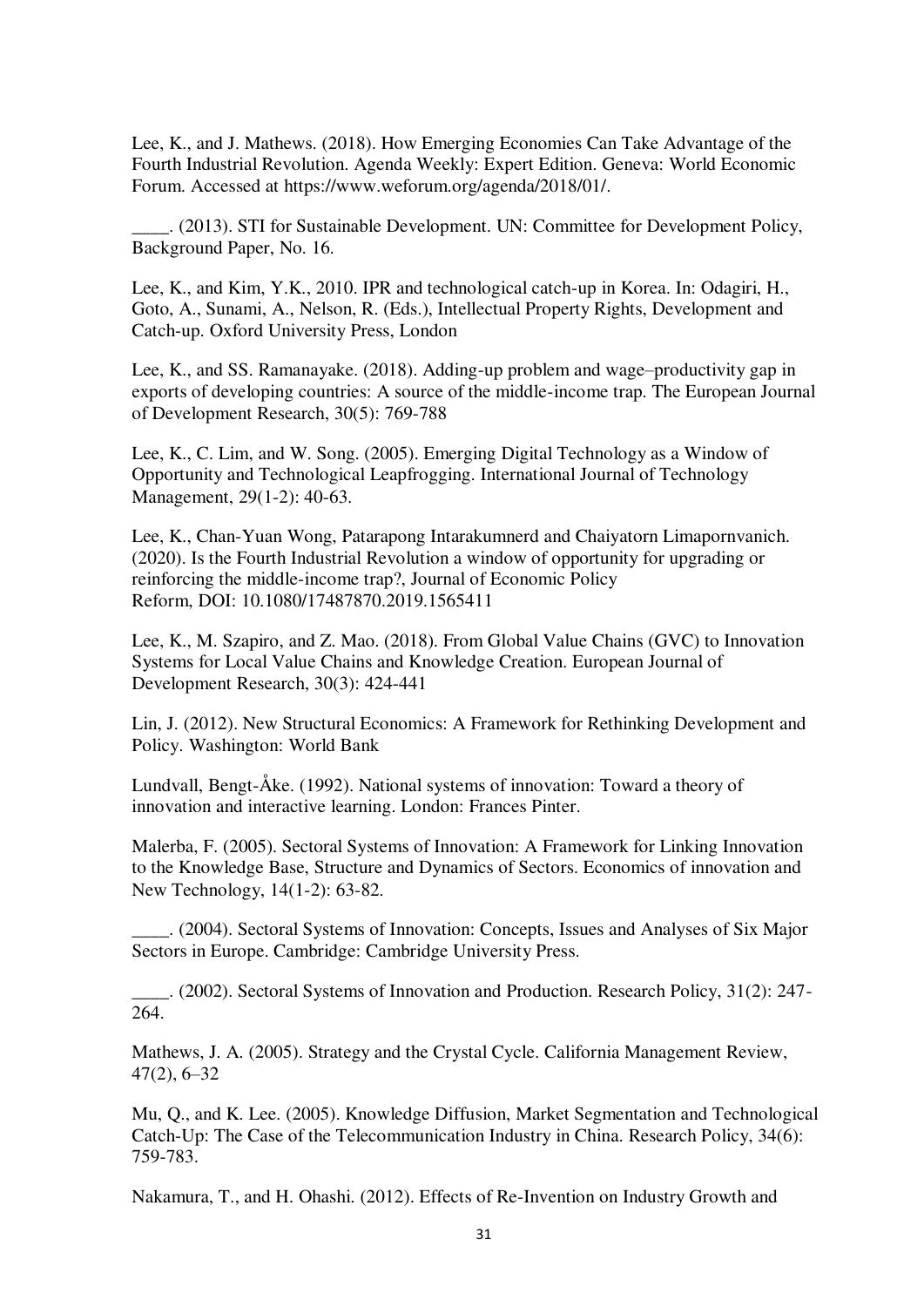Lee, K., and J. Mathews. (2018). How Emerging Economies Can Take Advantage of the Fourth Industrial Revolution. Agenda Weekly: Expert Edition. Geneva: World Economic Forum. Accessed at https://www.weforum.org/agenda/2018/01/.

____. (2013). STI for Sustainable Development. UN: Committee for Development Policy, Background Paper, No. 16.

Lee, K., and Kim, Y.K., 2010. IPR and technological catch-up in Korea. In: Odagiri, H., Goto, A., Sunami, A., Nelson, R. (Eds.), Intellectual Property Rights, Development and Catch-up. Oxford University Press, London

Lee, K., and SS. Ramanayake. (2018). Adding-up problem and wage–productivity gap in exports of developing countries: A source of the middle-income trap. The European Journal of Development Research, 30(5): 769-788

Lee, K., C. Lim, and W. Song. (2005). Emerging Digital Technology as a Window of Opportunity and Technological Leapfrogging. International Journal of Technology Management, 29(1-2): 40-63.

Lee, K., Chan-Yuan Wong, Patarapong Intarakumnerd and Chaiyatorn Limapornvanich. (2020). Is the Fourth Industrial Revolution a window of opportunity for upgrading or reinforcing the middle-income trap?, Journal of Economic Policy Reform, DOI: 10.1080/17487870.2019.1565411

Lee, K., M. Szapiro, and Z. Mao. (2018). From Global Value Chains (GVC) to Innovation Systems for Local Value Chains and Knowledge Creation. European Journal of Development Research, 30(3): 424-441

Lin, J. (2012). New Structural Economics: A Framework for Rethinking Development and Policy. Washington: World Bank

Lundvall, Bengt-Åke. (1992). National systems of innovation: Toward a theory of innovation and interactive learning. London: Frances Pinter.

Malerba, F. (2005). Sectoral Systems of Innovation: A Framework for Linking Innovation to the Knowledge Base, Structure and Dynamics of Sectors. Economics of innovation and New Technology, 14(1-2): 63-82.

____. (2004). Sectoral Systems of Innovation: Concepts, Issues and Analyses of Six Major Sectors in Europe. Cambridge: Cambridge University Press.

____. (2002). Sectoral Systems of Innovation and Production. Research Policy, 31(2): 247-264.

Mathews, J. A. (2005). Strategy and the Crystal Cycle. California Management Review, 47(2), 6–32

Mu, Q., and K. Lee. (2005). Knowledge Diffusion, Market Segmentation and Technological Catch-Up: The Case of the Telecommunication Industry in China. Research Policy, 34(6): 759-783.

Nakamura, T., and H. Ohashi. (2012). Effects of Re-Invention on Industry Growth and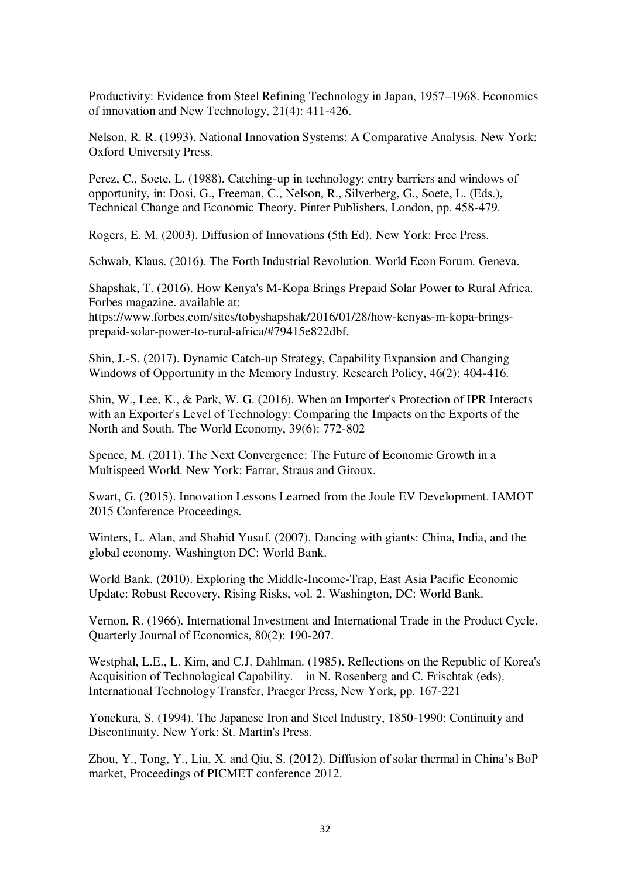Productivity: Evidence from Steel Refining Technology in Japan, 1957–1968. Economics of innovation and New Technology, 21(4): 411-426.

Nelson, R. R. (1993). National Innovation Systems: A Comparative Analysis. New York: Oxford University Press.

Perez, C., Soete, L. (1988). Catching-up in technology: entry barriers and windows of opportunity, in: Dosi, G., Freeman, C., Nelson, R., Silverberg, G., Soete, L. (Eds.), Technical Change and Economic Theory. Pinter Publishers, London, pp. 458-479.

Rogers, E. M. (2003). Diffusion of Innovations (5th Ed). New York: Free Press.

Schwab, Klaus. (2016). The Forth Industrial Revolution. World Econ Forum. Geneva.

Shapshak, T. (2016). How Kenya's M-Kopa Brings Prepaid Solar Power to Rural Africa. Forbes magazine. available at: https://www.forbes.com/sites/tobyshapshak/2016/01/28/how-kenyas-m-kopa-brings-prepaid-solar-power-to-rural-africa/#79415e822dbf.

Shin, J.-S. (2017). Dynamic Catch-up Strategy, Capability Expansion and Changing Windows of Opportunity in the Memory Industry. Research Policy, 46(2): 404-416.

Shin, W., Lee, K., & Park, W. G. (2016). When an Importer's Protection of IPR Interacts with an Exporter's Level of Technology: Comparing the Impacts on the Exports of the North and South. The World Economy, 39(6): 772-802

Spence, M. (2011). The Next Convergence: The Future of Economic Growth in a Multispeed World. New York: Farrar, Straus and Giroux.

Swart, G. (2015). Innovation Lessons Learned from the Joule EV Development. IAMOT 2015 Conference Proceedings.

Winters, L. Alan, and Shahid Yusuf. (2007). Dancing with giants: China, India, and the global economy. Washington DC: World Bank.

World Bank. (2010). Exploring the Middle-Income-Trap, East Asia Pacific Economic Update: Robust Recovery, Rising Risks, vol. 2. Washington, DC: World Bank.

Vernon, R. (1966). International Investment and International Trade in the Product Cycle. Quarterly Journal of Economics, 80(2): 190-207.

Westphal, L.E., L. Kim, and C.J. Dahlman. (1985). Reflections on the Republic of Korea's Acquisition of Technological Capability. in N. Rosenberg and C. Frischtak (eds). International Technology Transfer, Praeger Press, New York, pp. 167-221

Yonekura, S. (1994). The Japanese Iron and Steel Industry, 1850-1990: Continuity and Discontinuity. New York: St. Martin's Press.

Zhou, Y., Tong, Y., Liu, X. and Qiu, S. (2012). Diffusion of solar thermal in China's BoP market, Proceedings of PICMET conference 2012.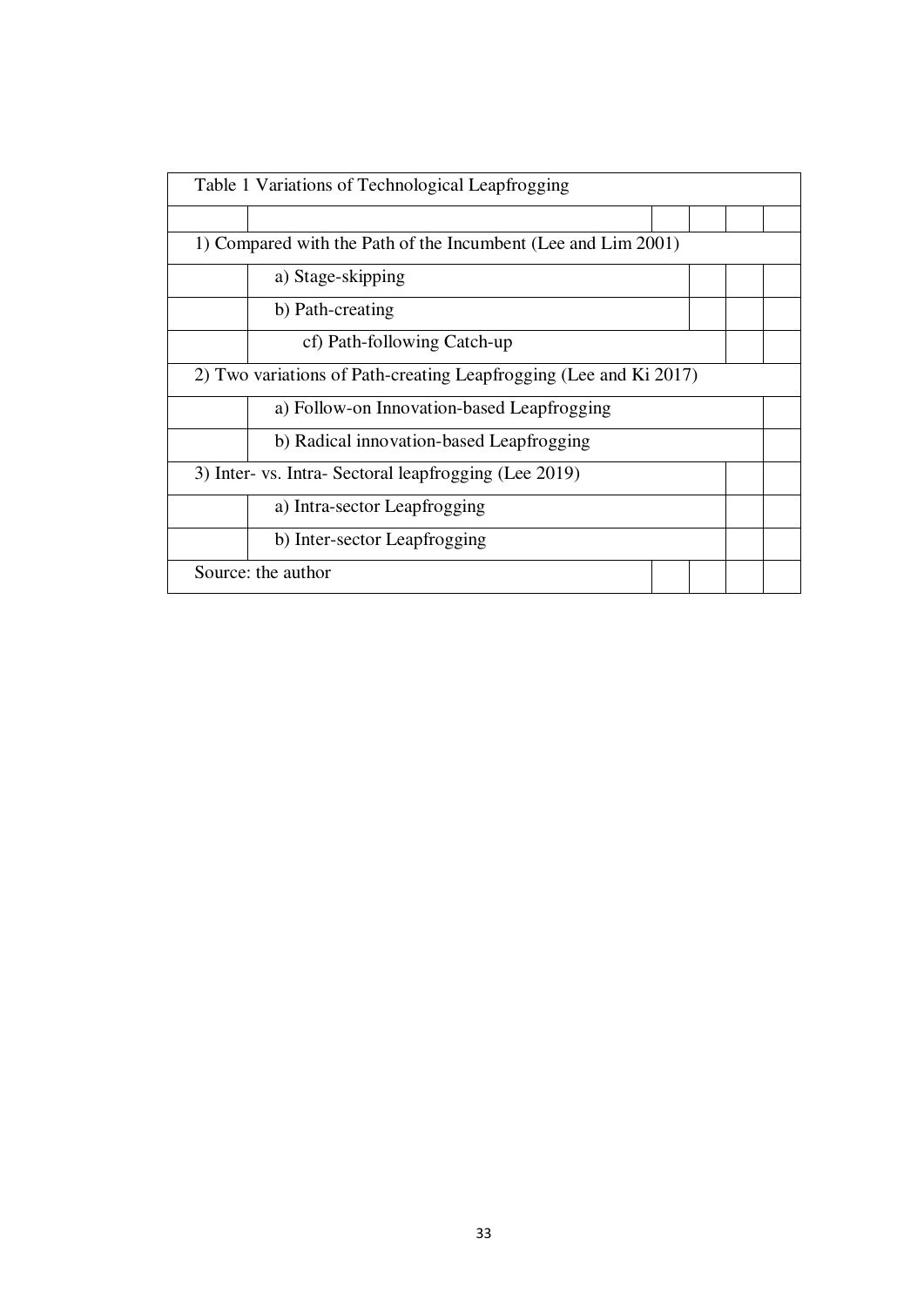Table 1 Variations of Technological Leapfrogging

| | |
|---|---|
| **1) Compared with the Path of the Incumbent (Lee and Lim 2001)** | |
| | a) Stage-skipping |
| | b) Path-creating |
| | cf) Path-following Catch-up |
| **2) Two variations of Path-creating Leapfrogging (Lee and Ki 2017)** | |
| | a) Follow-on Innovation-based Leapfrogging |
| | b) Radical innovation-based Leapfrogging |
| **3) Inter- vs. Intra- Sectoral leapfrogging (Lee 2019)** | |
| | a) Intra-sector Leapfrogging |
| | b) Inter-sector Leapfrogging |

Source: the author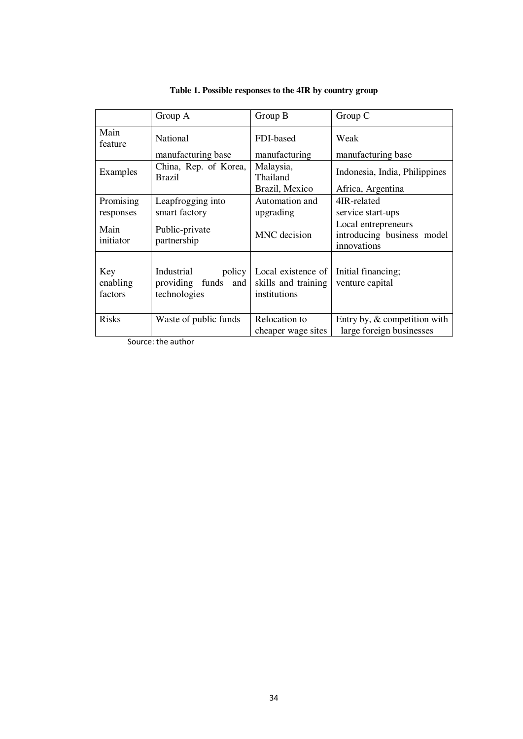**Table 1. Possible responses to the 4IR by country group**

| | Group A | Group B | Group C |
|---|---|---|---|
| Main feature | National manufacturing base | FDI-based manufacturing | Weak manufacturing base |
| Examples | China, Rep. of Korea, Brazil | Malaysia, Thailand Brazil, Mexico | Indonesia, India, Philippines Africa, Argentina |
| Promising responses | Leapfrogging into smart factory | Automation and upgrading | 4IR-related service start-ups |
| Main initiator | Public-private partnership | MNC decision | Local entrepreneurs introducing business model innovations |
| Key enabling factors | Industrial policy providing funds and technologies | Local existence of skills and training institutions | Initial financing; venture capital |
| Risks | Waste of public funds | Relocation to cheaper wage sites | Entry by, & competition with large foreign businesses |

Source: the author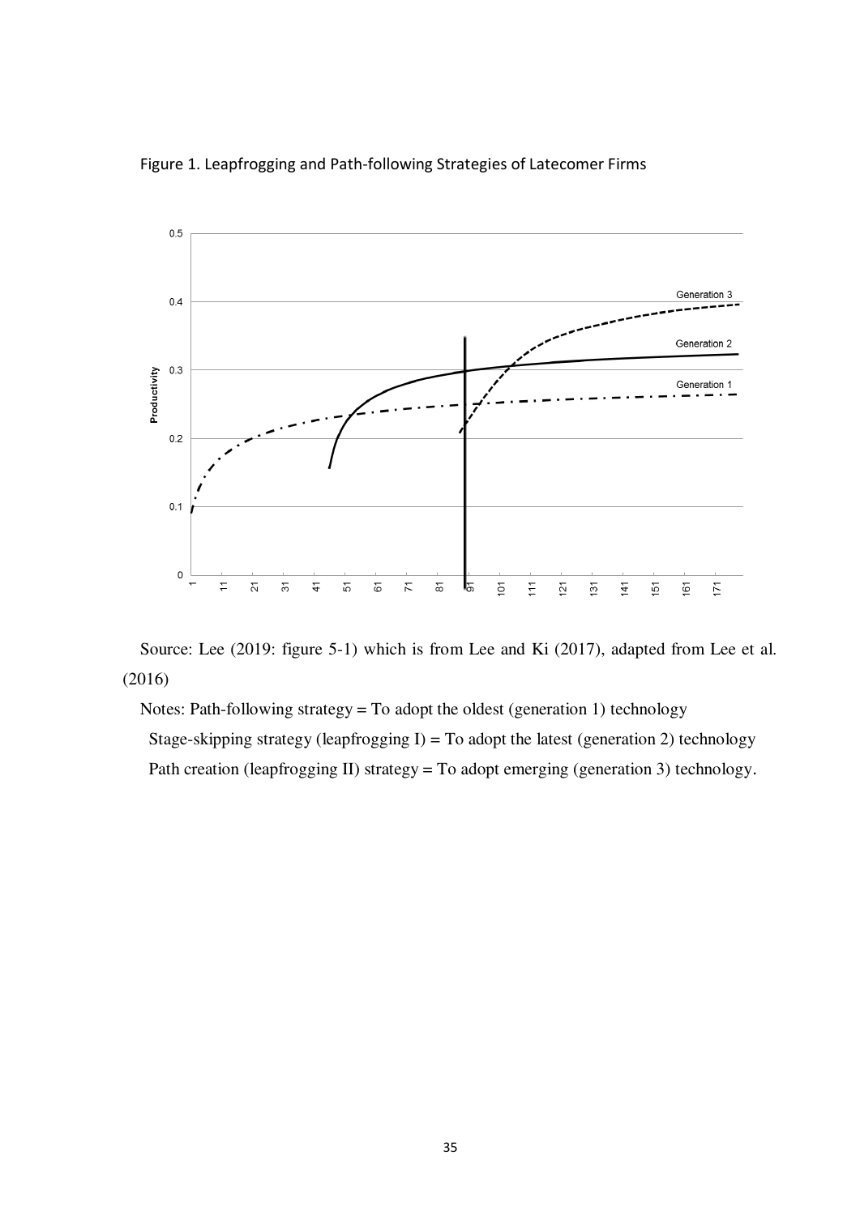Figure 1. Leapfrogging and Path-following Strategies of Latecomer Firms

Source: Lee (2019: figure 5-1) which is from Lee and Ki (2017), adapted from Lee et al. (2016)

Notes: Path-following strategy = To adopt the oldest (generation 1) technology

Stage-skipping strategy (leapfrogging I) = To adopt the latest (generation 2) technology

Path creation (leapfrogging II) strategy = To adopt emerging (generation 3) technology.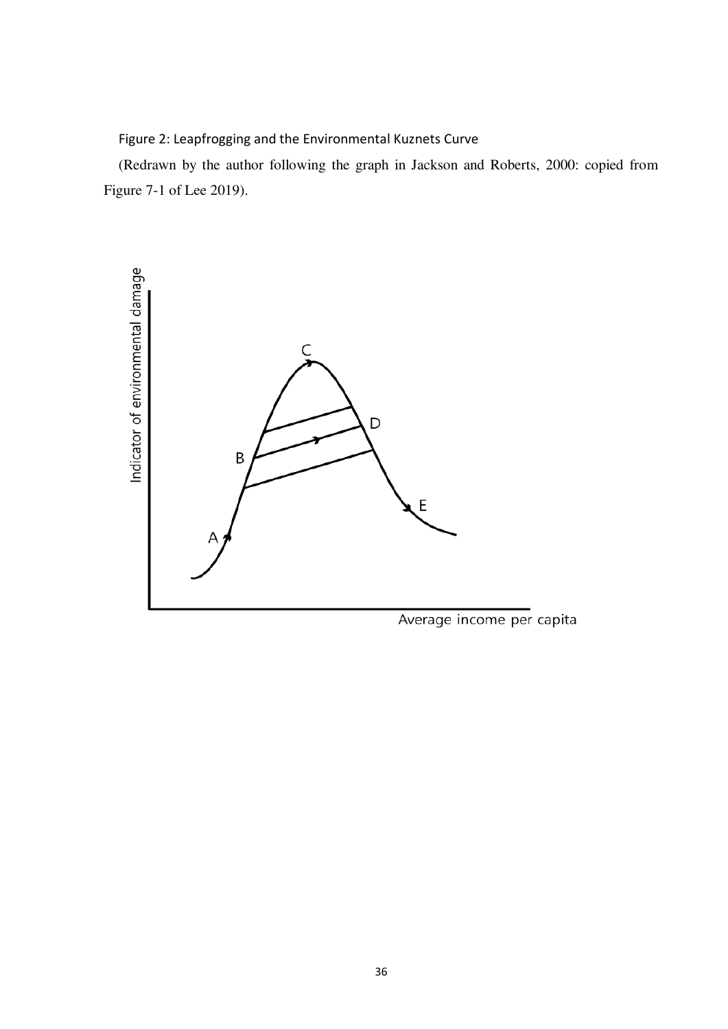Figure 2: Leapfrogging and the Environmental Kuznets Curve

(Redrawn by the author following the graph in Jackson and Roberts, 2000: copied from Figure 7-1 of Lee 2019).

Indicator of environmental damage

C

D

B

E

A

Average income per capita